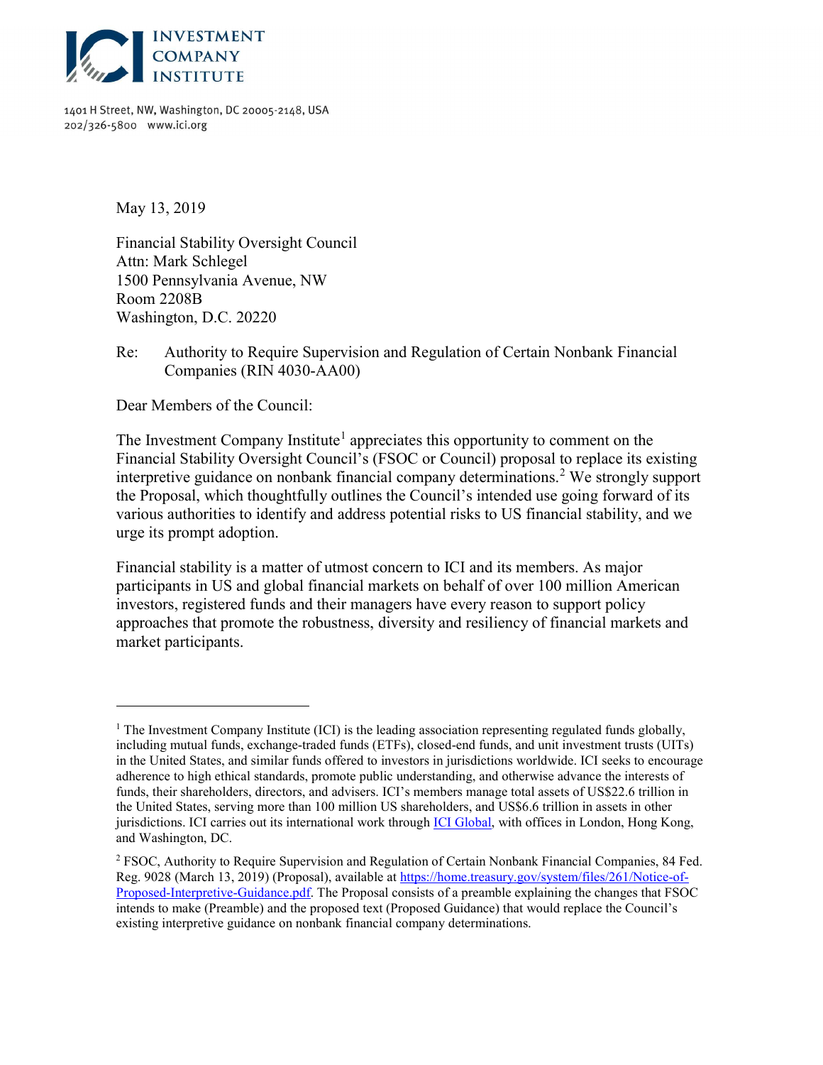INVESTMENT COMPANY INSTITUTE

1401 H Street, NW, Washington, DC 20005-2148, USA
202/326-5800 www.ici.org

May 13, 2019

Financial Stability Oversight Council
Attn: Mark Schlegel
1500 Pennsylvania Avenue, NW
Room 2208B
Washington, D.C. 20220

Re: Authority to Require Supervision and Regulation of Certain Nonbank Financial Companies (RIN 4030-AA00)

Dear Members of the Council:

The Investment Company Institute[1] appreciates this opportunity to comment on the Financial Stability Oversight Council's (FSOC or Council) proposal to replace its existing interpretive guidance on nonbank financial company determinations.[2] We strongly support the Proposal, which thoughtfully outlines the Council's intended use going forward of its various authorities to identify and address potential risks to US financial stability, and we urge its prompt adoption.

Financial stability is a matter of utmost concern to ICI and its members. As major participants in US and global financial markets on behalf of over 100 million American investors, registered funds and their managers have every reason to support policy approaches that promote the robustness, diversity and resiliency of financial markets and market participants.

---

[1] The Investment Company Institute (ICI) is the leading association representing regulated funds globally, including mutual funds, exchange-traded funds (ETFs), closed-end funds, and unit investment trusts (UITs) in the United States, and similar funds offered to investors in jurisdictions worldwide. ICI seeks to encourage adherence to high ethical standards, promote public understanding, and otherwise advance the interests of funds, their shareholders, directors, and advisers. ICI's members manage total assets of US$22.6 trillion in the United States, serving more than 100 million US shareholders, and US$6.6 trillion in assets in other jurisdictions. ICI carries out its international work through [ICI Global](), with offices in London, Hong Kong, and Washington, DC.

[2] FSOC, Authority to Require Supervision and Regulation of Certain Nonbank Financial Companies, 84 Fed. Reg. 9028 (March 13, 2019) (Proposal), available at [https://home.treasury.gov/system/files/261/Notice-of-Proposed-Interpretive-Guidance.pdf](https://home.treasury.gov/system/files/261/Notice-of-Proposed-Interpretive-Guidance.pdf). The Proposal consists of a preamble explaining the changes that FSOC intends to make (Preamble) and the proposed text (Proposed Guidance) that would replace the Council's existing interpretive guidance on nonbank financial company determinations.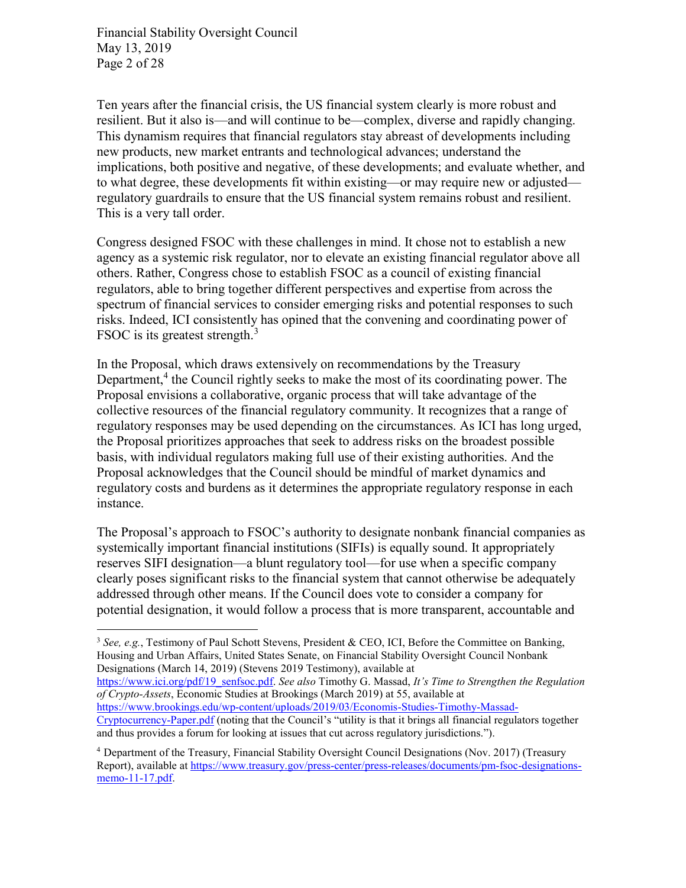Ten years after the financial crisis, the US financial system clearly is more robust and resilient. But it also is—and will continue to be—complex, diverse and rapidly changing. This dynamism requires that financial regulators stay abreast of developments including new products, new market entrants and technological advances; understand the implications, both positive and negative, of these developments; and evaluate whether, and to what degree, these developments fit within existing—or may require new or adjusted—regulatory guardrails to ensure that the US financial system remains robust and resilient. This is a very tall order.

Congress designed FSOC with these challenges in mind. It chose not to establish a new agency as a systemic risk regulator, nor to elevate an existing financial regulator above all others. Rather, Congress chose to establish FSOC as a council of existing financial regulators, able to bring together different perspectives and expertise from across the spectrum of financial services to consider emerging risks and potential responses to such risks. Indeed, ICI consistently has opined that the convening and coordinating power of FSOC is its greatest strength.[3]

In the Proposal, which draws extensively on recommendations by the Treasury Department,[4] the Council rightly seeks to make the most of its coordinating power. The Proposal envisions a collaborative, organic process that will take advantage of the collective resources of the financial regulatory community. It recognizes that a range of regulatory responses may be used depending on the circumstances. As ICI has long urged, the Proposal prioritizes approaches that seek to address risks on the broadest possible basis, with individual regulators making full use of their existing authorities. And the Proposal acknowledges that the Council should be mindful of market dynamics and regulatory costs and burdens as it determines the appropriate regulatory response in each instance.

The Proposal's approach to FSOC's authority to designate nonbank financial companies as systemically important financial institutions (SIFIs) is equally sound. It appropriately reserves SIFI designation—a blunt regulatory tool—for use when a specific company clearly poses significant risks to the financial system that cannot otherwise be adequately addressed through other means. If the Council does vote to consider a company for potential designation, it would follow a process that is more transparent, accountable and

---

[3] *See, e.g.*, Testimony of Paul Schott Stevens, President & CEO, ICI, Before the Committee on Banking, Housing and Urban Affairs, United States Senate, on Financial Stability Oversight Council Nonbank Designations (March 14, 2019) (Stevens 2019 Testimony), available at https://www.ici.org/pdf/19_senfsoc.pdf. *See also* Timothy G. Massad, *It's Time to Strengthen the Regulation of Crypto-Assets*, Economic Studies at Brookings (March 2019) at 55, available at https://www.brookings.edu/wp-content/uploads/2019/03/Economis-Studies-Timothy-Massad-Cryptocurrency-Paper.pdf (noting that the Council's "utility is that it brings all financial regulators together and thus provides a forum for looking at issues that cut across regulatory jurisdictions.").

[4] Department of the Treasury, Financial Stability Oversight Council Designations (Nov. 2017) (Treasury Report), available at https://www.treasury.gov/press-center/press-releases/documents/pm-fsoc-designations-memo-11-17.pdf.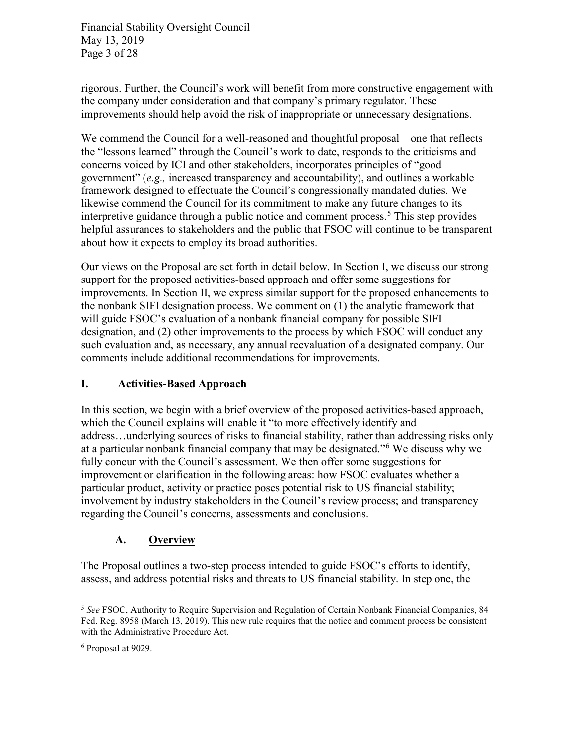rigorous. Further, the Council's work will benefit from more constructive engagement with the company under consideration and that company's primary regulator. These improvements should help avoid the risk of inappropriate or unnecessary designations.

We commend the Council for a well-reasoned and thoughtful proposal—one that reflects the "lessons learned" through the Council's work to date, responds to the criticisms and concerns voiced by ICI and other stakeholders, incorporates principles of "good government" (*e.g.,* increased transparency and accountability), and outlines a workable framework designed to effectuate the Council's congressionally mandated duties. We likewise commend the Council for its commitment to make any future changes to its interpretive guidance through a public notice and comment process.[5] This step provides helpful assurances to stakeholders and the public that FSOC will continue to be transparent about how it expects to employ its broad authorities.

Our views on the Proposal are set forth in detail below. In Section I, we discuss our strong support for the proposed activities-based approach and offer some suggestions for improvements. In Section II, we express similar support for the proposed enhancements to the nonbank SIFI designation process. We comment on (1) the analytic framework that will guide FSOC's evaluation of a nonbank financial company for possible SIFI designation, and (2) other improvements to the process by which FSOC will conduct any such evaluation and, as necessary, any annual reevaluation of a designated company. Our comments include additional recommendations for improvements.

## I. Activities-Based Approach

In this section, we begin with a brief overview of the proposed activities-based approach, which the Council explains will enable it "to more effectively identify and address…underlying sources of risks to financial stability, rather than addressing risks only at a particular nonbank financial company that may be designated."[6] We discuss why we fully concur with the Council's assessment. We then offer some suggestions for improvement or clarification in the following areas: how FSOC evaluates whether a particular product, activity or practice poses potential risk to US financial stability; involvement by industry stakeholders in the Council's review process; and transparency regarding the Council's concerns, assessments and conclusions.

### A. Overview

The Proposal outlines a two-step process intended to guide FSOC's efforts to identify, assess, and address potential risks and threats to US financial stability. In step one, the

---

[5] *See* FSOC, Authority to Require Supervision and Regulation of Certain Nonbank Financial Companies, 84 Fed. Reg. 8958 (March 13, 2019). This new rule requires that the notice and comment process be consistent with the Administrative Procedure Act.

[6] Proposal at 9029.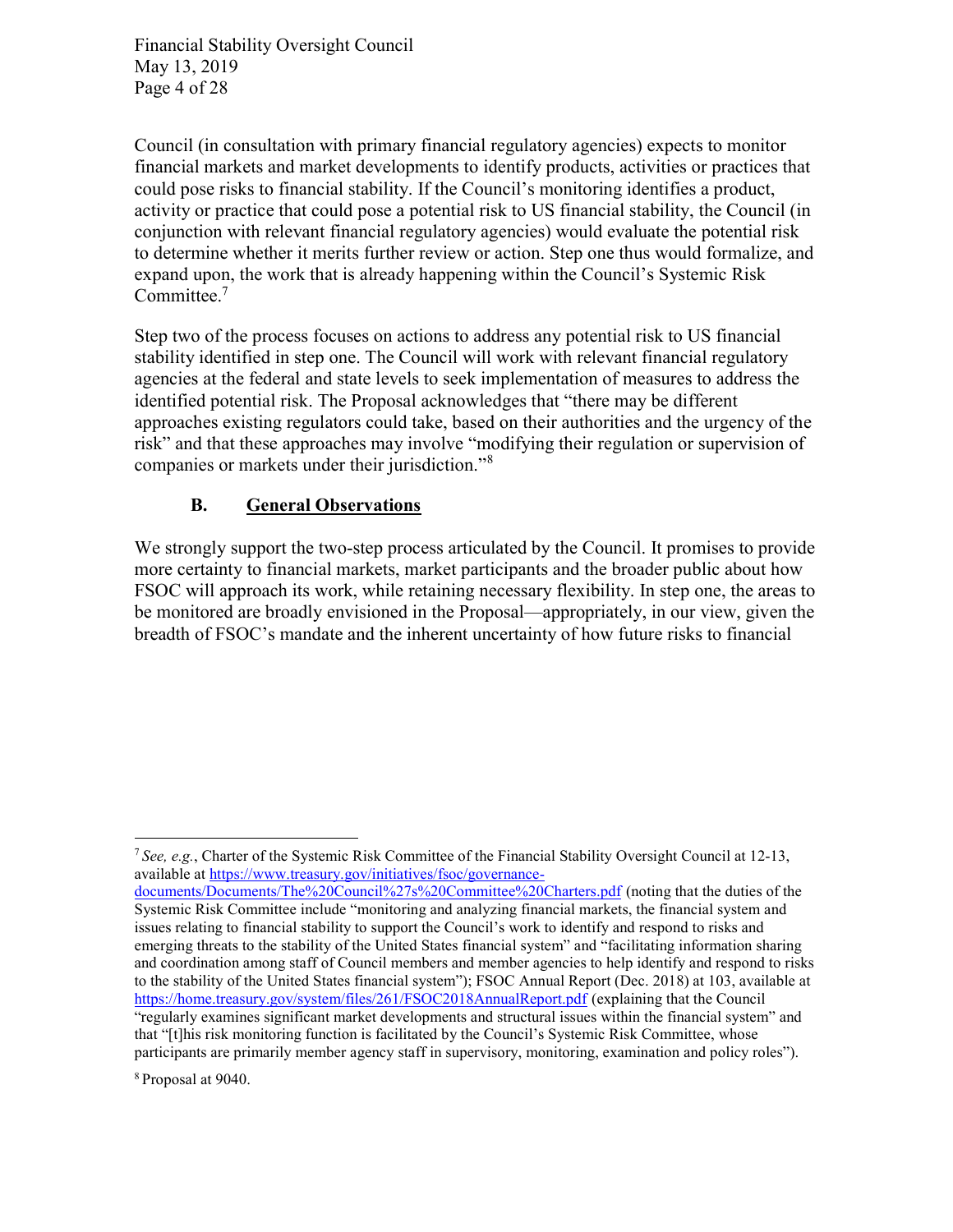Council (in consultation with primary financial regulatory agencies) expects to monitor financial markets and market developments to identify products, activities or practices that could pose risks to financial stability. If the Council's monitoring identifies a product, activity or practice that could pose a potential risk to US financial stability, the Council (in conjunction with relevant financial regulatory agencies) would evaluate the potential risk to determine whether it merits further review or action. Step one thus would formalize, and expand upon, the work that is already happening within the Council's Systemic Risk Committee.[7]

Step two of the process focuses on actions to address any potential risk to US financial stability identified in step one. The Council will work with relevant financial regulatory agencies at the federal and state levels to seek implementation of measures to address the identified potential risk. The Proposal acknowledges that "there may be different approaches existing regulators could take, based on their authorities and the urgency of the risk" and that these approaches may involve "modifying their regulation or supervision of companies or markets under their jurisdiction."[8]

### B. General Observations

We strongly support the two-step process articulated by the Council. It promises to provide more certainty to financial markets, market participants and the broader public about how FSOC will approach its work, while retaining necessary flexibility. In step one, the areas to be monitored are broadly envisioned in the Proposal—appropriately, in our view, given the breadth of FSOC's mandate and the inherent uncertainty of how future risks to financial

---

[7] *See, e.g.*, Charter of the Systemic Risk Committee of the Financial Stability Oversight Council at 12-13, available at https://www.treasury.gov/initiatives/fsoc/governance-documents/Documents/The%20Council%27s%20Committee%20Charters.pdf (noting that the duties of the Systemic Risk Committee include "monitoring and analyzing financial markets, the financial system and issues relating to financial stability to support the Council's work to identify and respond to risks and emerging threats to the stability of the United States financial system" and "facilitating information sharing and coordination among staff of Council members and member agencies to help identify and respond to risks to the stability of the United States financial system"); FSOC Annual Report (Dec. 2018) at 103, available at https://home.treasury.gov/system/files/261/FSOC2018AnnualReport.pdf (explaining that the Council "regularly examines significant market developments and structural issues within the financial system" and that "[t]his risk monitoring function is facilitated by the Council's Systemic Risk Committee, whose participants are primarily member agency staff in supervisory, monitoring, examination and policy roles").

[8] Proposal at 9040.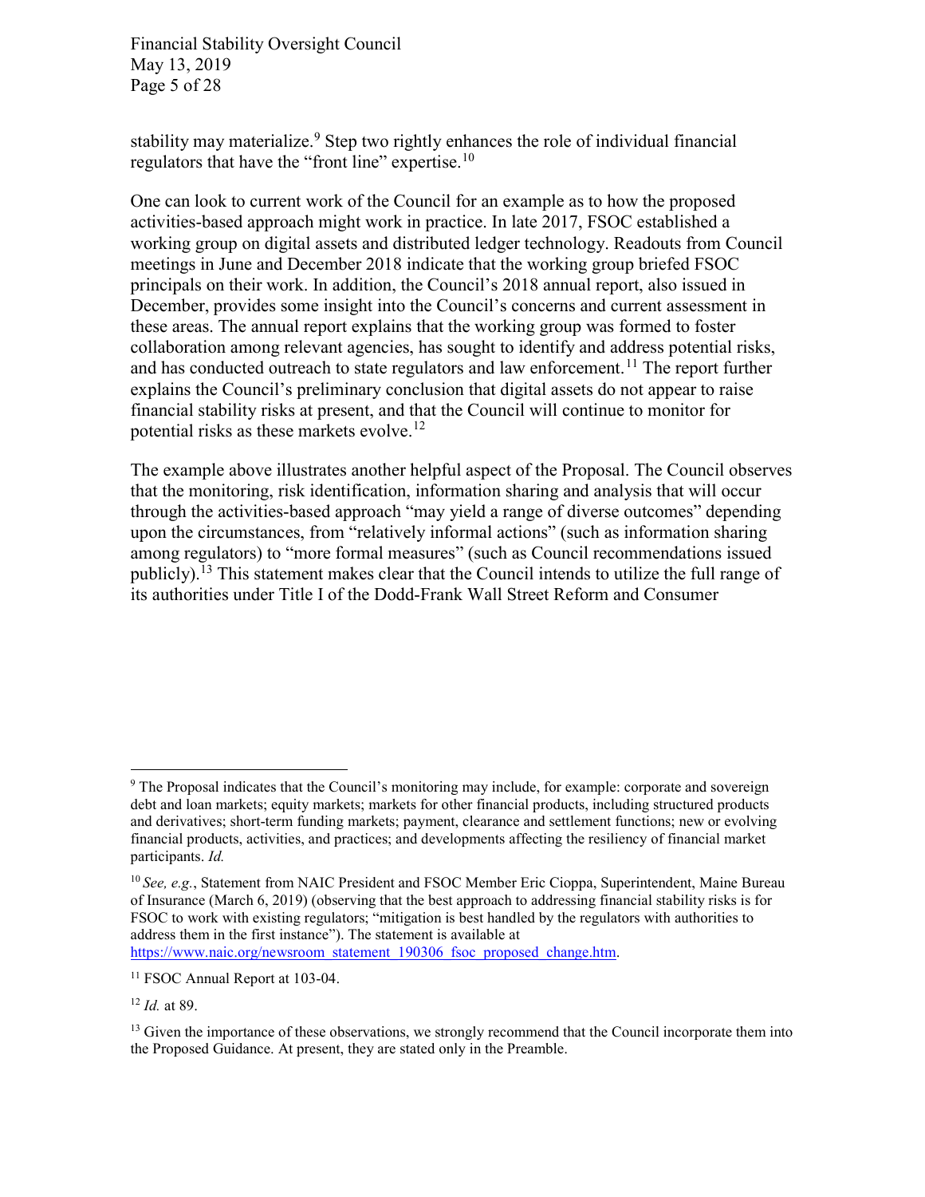stability may materialize.[9] Step two rightly enhances the role of individual financial regulators that have the "front line" expertise.[10]

One can look to current work of the Council for an example as to how the proposed activities-based approach might work in practice. In late 2017, FSOC established a working group on digital assets and distributed ledger technology. Readouts from Council meetings in June and December 2018 indicate that the working group briefed FSOC principals on their work. In addition, the Council's 2018 annual report, also issued in December, provides some insight into the Council's concerns and current assessment in these areas. The annual report explains that the working group was formed to foster collaboration among relevant agencies, has sought to identify and address potential risks, and has conducted outreach to state regulators and law enforcement.[11] The report further explains the Council's preliminary conclusion that digital assets do not appear to raise financial stability risks at present, and that the Council will continue to monitor for potential risks as these markets evolve.[12]

The example above illustrates another helpful aspect of the Proposal. The Council observes that the monitoring, risk identification, information sharing and analysis that will occur through the activities-based approach "may yield a range of diverse outcomes" depending upon the circumstances, from "relatively informal actions" (such as information sharing among regulators) to "more formal measures" (such as Council recommendations issued publicly).[13] This statement makes clear that the Council intends to utilize the full range of its authorities under Title I of the Dodd-Frank Wall Street Reform and Consumer

---

[9] The Proposal indicates that the Council's monitoring may include, for example: corporate and sovereign debt and loan markets; equity markets; markets for other financial products, including structured products and derivatives; short-term funding markets; payment, clearance and settlement functions; new or evolving financial products, activities, and practices; and developments affecting the resiliency of financial market participants. *Id.*

[10] *See, e.g.*, Statement from NAIC President and FSOC Member Eric Cioppa, Superintendent, Maine Bureau of Insurance (March 6, 2019) (observing that the best approach to addressing financial stability risks is for FSOC to work with existing regulators; "mitigation is best handled by the regulators with authorities to address them in the first instance"). The statement is available at https://www.naic.org/newsroom_statement_190306_fsoc_proposed_change.htm.

[11] FSOC Annual Report at 103-04.

[12] *Id.* at 89.

[13] Given the importance of these observations, we strongly recommend that the Council incorporate them into the Proposed Guidance. At present, they are stated only in the Preamble.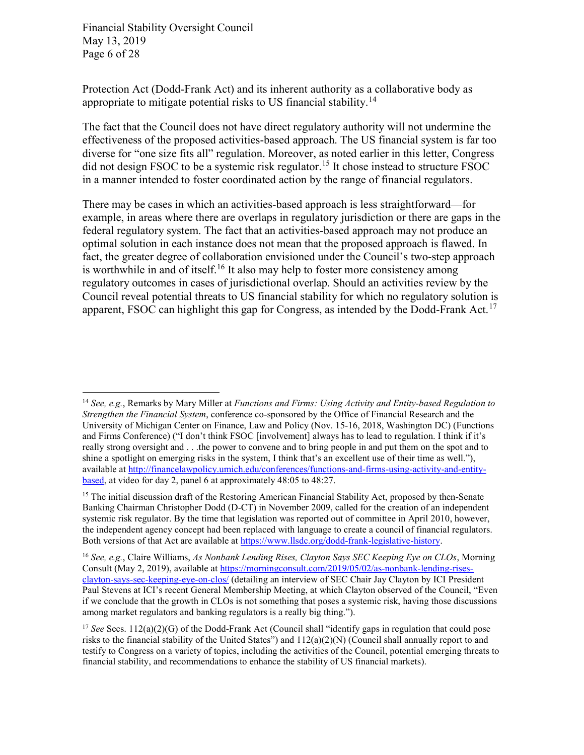Protection Act (Dodd-Frank Act) and its inherent authority as a collaborative body as appropriate to mitigate potential risks to US financial stability.[14]

The fact that the Council does not have direct regulatory authority will not undermine the effectiveness of the proposed activities-based approach. The US financial system is far too diverse for "one size fits all" regulation. Moreover, as noted earlier in this letter, Congress did not design FSOC to be a systemic risk regulator.[15] It chose instead to structure FSOC in a manner intended to foster coordinated action by the range of financial regulators.

There may be cases in which an activities-based approach is less straightforward—for example, in areas where there are overlaps in regulatory jurisdiction or there are gaps in the federal regulatory system. The fact that an activities-based approach may not produce an optimal solution in each instance does not mean that the proposed approach is flawed. In fact, the greater degree of collaboration envisioned under the Council's two-step approach is worthwhile in and of itself.[16] It also may help to foster more consistency among regulatory outcomes in cases of jurisdictional overlap. Should an activities review by the Council reveal potential threats to US financial stability for which no regulatory solution is apparent, FSOC can highlight this gap for Congress, as intended by the Dodd-Frank Act.[17]

---

[14] *See, e.g.*, Remarks by Mary Miller at *Functions and Firms: Using Activity and Entity-based Regulation to Strengthen the Financial System*, conference co-sponsored by the Office of Financial Research and the University of Michigan Center on Finance, Law and Policy (Nov. 15-16, 2018, Washington DC) (Functions and Firms Conference) ("I don't think FSOC [involvement] always has to lead to regulation. I think if it's really strong oversight and . . .the power to convene and to bring people in and put them on the spot and to shine a spotlight on emerging risks in the system, I think that's an excellent use of their time as well."), available at http://financelawpolicy.umich.edu/conferences/functions-and-firms-using-activity-and-entity-based, at video for day 2, panel 6 at approximately 48:05 to 48:27.

[15] The initial discussion draft of the Restoring American Financial Stability Act, proposed by then-Senate Banking Chairman Christopher Dodd (D-CT) in November 2009, called for the creation of an independent systemic risk regulator. By the time that legislation was reported out of committee in April 2010, however, the independent agency concept had been replaced with language to create a council of financial regulators. Both versions of that Act are available at https://www.llsdc.org/dodd-frank-legislative-history.

[16] *See, e.g.*, Claire Williams, *As Nonbank Lending Rises, Clayton Says SEC Keeping Eye on CLOs*, Morning Consult (May 2, 2019), available at https://morningconsult.com/2019/05/02/as-nonbank-lending-rises-clayton-says-sec-keeping-eye-on-clos/ (detailing an interview of SEC Chair Jay Clayton by ICI President Paul Stevens at ICI's recent General Membership Meeting, at which Clayton observed of the Council, "Even if we conclude that the growth in CLOs is not something that poses a systemic risk, having those discussions among market regulators and banking regulators is a really big thing.").

[17] *See* Secs. 112(a)(2)(G) of the Dodd-Frank Act (Council shall "identify gaps in regulation that could pose risks to the financial stability of the United States") and 112(a)(2)(N) (Council shall annually report to and testify to Congress on a variety of topics, including the activities of the Council, potential emerging threats to financial stability, and recommendations to enhance the stability of US financial markets).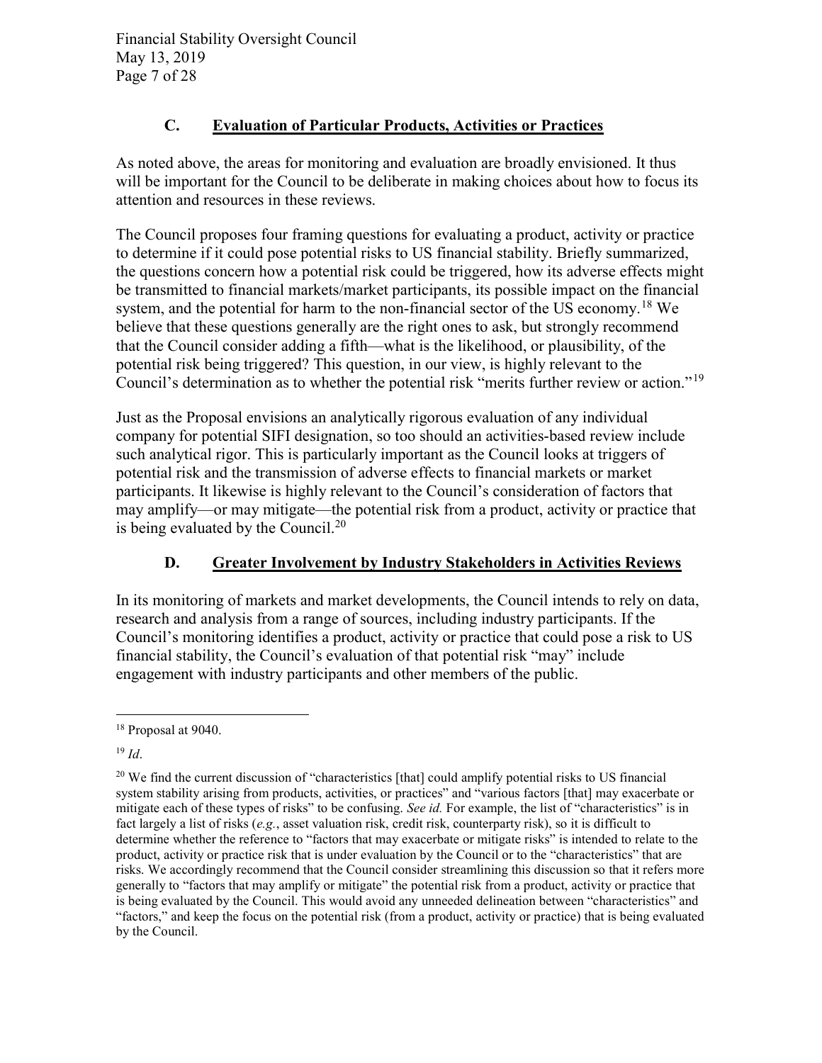### C. Evaluation of Particular Products, Activities or Practices

As noted above, the areas for monitoring and evaluation are broadly envisioned. It thus will be important for the Council to be deliberate in making choices about how to focus its attention and resources in these reviews.

The Council proposes four framing questions for evaluating a product, activity or practice to determine if it could pose potential risks to US financial stability. Briefly summarized, the questions concern how a potential risk could be triggered, how its adverse effects might be transmitted to financial markets/market participants, its possible impact on the financial system, and the potential for harm to the non-financial sector of the US economy.[18] We believe that these questions generally are the right ones to ask, but strongly recommend that the Council consider adding a fifth—what is the likelihood, or plausibility, of the potential risk being triggered? This question, in our view, is highly relevant to the Council's determination as to whether the potential risk "merits further review or action."[19]

Just as the Proposal envisions an analytically rigorous evaluation of any individual company for potential SIFI designation, so too should an activities-based review include such analytical rigor. This is particularly important as the Council looks at triggers of potential risk and the transmission of adverse effects to financial markets or market participants. It likewise is highly relevant to the Council's consideration of factors that may amplify—or may mitigate—the potential risk from a product, activity or practice that is being evaluated by the Council.[20]

### D. Greater Involvement by Industry Stakeholders in Activities Reviews

In its monitoring of markets and market developments, the Council intends to rely on data, research and analysis from a range of sources, including industry participants. If the Council's monitoring identifies a product, activity or practice that could pose a risk to US financial stability, the Council's evaluation of that potential risk "may" include engagement with industry participants and other members of the public.

---

[18] Proposal at 9040.

[19] *Id*.

[20] We find the current discussion of "characteristics [that] could amplify potential risks to US financial system stability arising from products, activities, or practices" and "various factors [that] may exacerbate or mitigate each of these types of risks" to be confusing. *See id.* For example, the list of "characteristics" is in fact largely a list of risks (*e.g.*, asset valuation risk, credit risk, counterparty risk), so it is difficult to determine whether the reference to "factors that may exacerbate or mitigate risks" is intended to relate to the product, activity or practice risk that is under evaluation by the Council or to the "characteristics" that are risks. We accordingly recommend that the Council consider streamlining this discussion so that it refers more generally to "factors that may amplify or mitigate" the potential risk from a product, activity or practice that is being evaluated by the Council. This would avoid any unneeded delineation between "characteristics" and "factors," and keep the focus on the potential risk (from a product, activity or practice) that is being evaluated by the Council.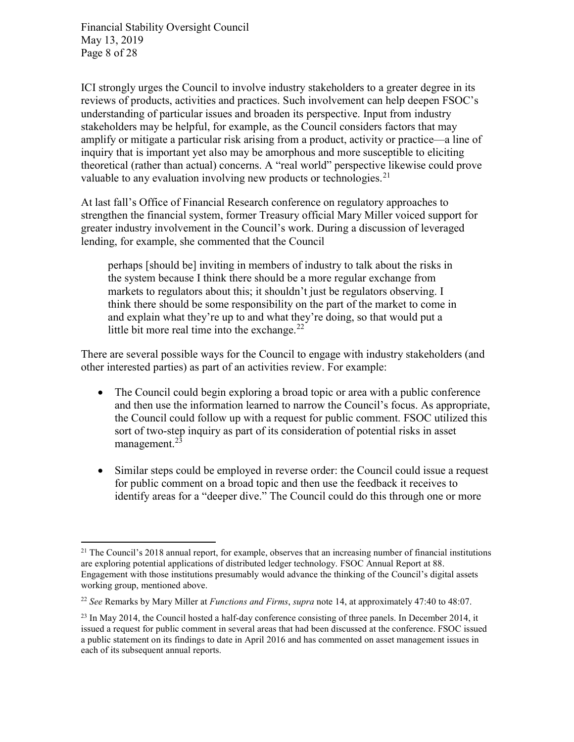ICI strongly urges the Council to involve industry stakeholders to a greater degree in its reviews of products, activities and practices. Such involvement can help deepen FSOC's understanding of particular issues and broaden its perspective. Input from industry stakeholders may be helpful, for example, as the Council considers factors that may amplify or mitigate a particular risk arising from a product, activity or practice—a line of inquiry that is important yet also may be amorphous and more susceptible to eliciting theoretical (rather than actual) concerns. A "real world" perspective likewise could prove valuable to any evaluation involving new products or technologies.[21]

At last fall's Office of Financial Research conference on regulatory approaches to strengthen the financial system, former Treasury official Mary Miller voiced support for greater industry involvement in the Council's work. During a discussion of leveraged lending, for example, she commented that the Council

> perhaps [should be] inviting in members of industry to talk about the risks in the system because I think there should be a more regular exchange from markets to regulators about this; it shouldn't just be regulators observing. I think there should be some responsibility on the part of the market to come in and explain what they're up to and what they're doing, so that would put a little bit more real time into the exchange.[22]

There are several possible ways for the Council to engage with industry stakeholders (and other interested parties) as part of an activities review. For example:

- The Council could begin exploring a broad topic or area with a public conference and then use the information learned to narrow the Council's focus. As appropriate, the Council could follow up with a request for public comment. FSOC utilized this sort of two-step inquiry as part of its consideration of potential risks in asset management.[23]

- Similar steps could be employed in reverse order: the Council could issue a request for public comment on a broad topic and then use the feedback it receives to identify areas for a "deeper dive." The Council could do this through one or more

---

[21] The Council's 2018 annual report, for example, observes that an increasing number of financial institutions are exploring potential applications of distributed ledger technology. FSOC Annual Report at 88. Engagement with those institutions presumably would advance the thinking of the Council's digital assets working group, mentioned above.

[22] *See* Remarks by Mary Miller at *Functions and Firms*, *supra* note 14, at approximately 47:40 to 48:07.

[23] In May 2014, the Council hosted a half-day conference consisting of three panels. In December 2014, it issued a request for public comment in several areas that had been discussed at the conference. FSOC issued a public statement on its findings to date in April 2016 and has commented on asset management issues in each of its subsequent annual reports.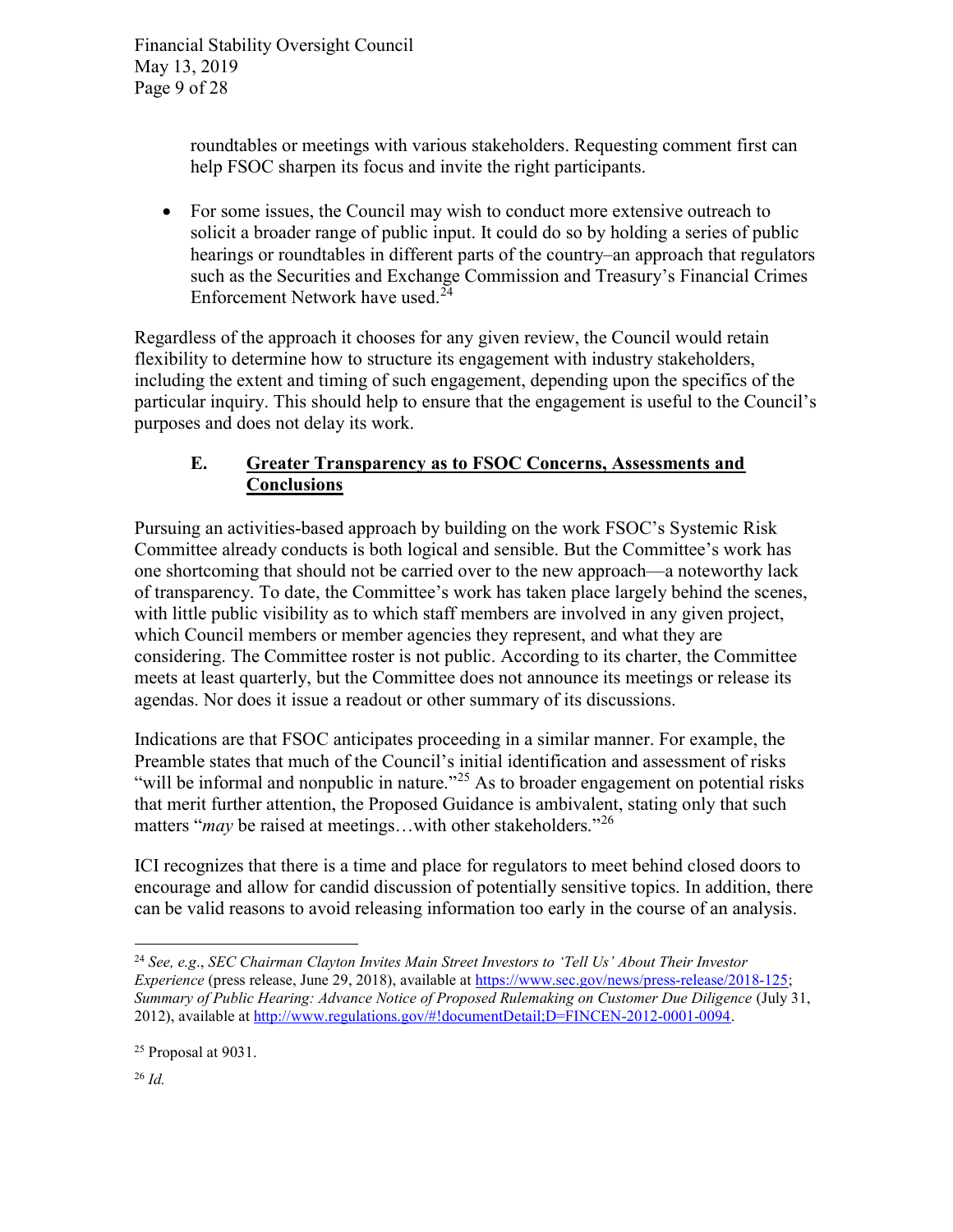roundtables or meetings with various stakeholders. Requesting comment first can help FSOC sharpen its focus and invite the right participants.

- For some issues, the Council may wish to conduct more extensive outreach to solicit a broader range of public input. It could do so by holding a series of public hearings or roundtables in different parts of the country–an approach that regulators such as the Securities and Exchange Commission and Treasury's Financial Crimes Enforcement Network have used.[24]

Regardless of the approach it chooses for any given review, the Council would retain flexibility to determine how to structure its engagement with industry stakeholders, including the extent and timing of such engagement, depending upon the specifics of the particular inquiry. This should help to ensure that the engagement is useful to the Council's purposes and does not delay its work.

### E. Greater Transparency as to FSOC Concerns, Assessments and Conclusions

Pursuing an activities-based approach by building on the work FSOC's Systemic Risk Committee already conducts is both logical and sensible. But the Committee's work has one shortcoming that should not be carried over to the new approach—a noteworthy lack of transparency. To date, the Committee's work has taken place largely behind the scenes, with little public visibility as to which staff members are involved in any given project, which Council members or member agencies they represent, and what they are considering. The Committee roster is not public. According to its charter, the Committee meets at least quarterly, but the Committee does not announce its meetings or release its agendas. Nor does it issue a readout or other summary of its discussions.

Indications are that FSOC anticipates proceeding in a similar manner. For example, the Preamble states that much of the Council's initial identification and assessment of risks "will be informal and nonpublic in nature."[25] As to broader engagement on potential risks that merit further attention, the Proposed Guidance is ambivalent, stating only that such matters "*may* be raised at meetings…with other stakeholders."[26]

ICI recognizes that there is a time and place for regulators to meet behind closed doors to encourage and allow for candid discussion of potentially sensitive topics. In addition, there can be valid reasons to avoid releasing information too early in the course of an analysis.

---

[24] *See, e.g.*, *SEC Chairman Clayton Invites Main Street Investors to 'Tell Us' About Their Investor Experience* (press release, June 29, 2018), available at https://www.sec.gov/news/press-release/2018-125; *Summary of Public Hearing: Advance Notice of Proposed Rulemaking on Customer Due Diligence* (July 31, 2012), available at http://www.regulations.gov/#!documentDetail;D=FINCEN-2012-0001-0094.

[25] Proposal at 9031.

[26] *Id.*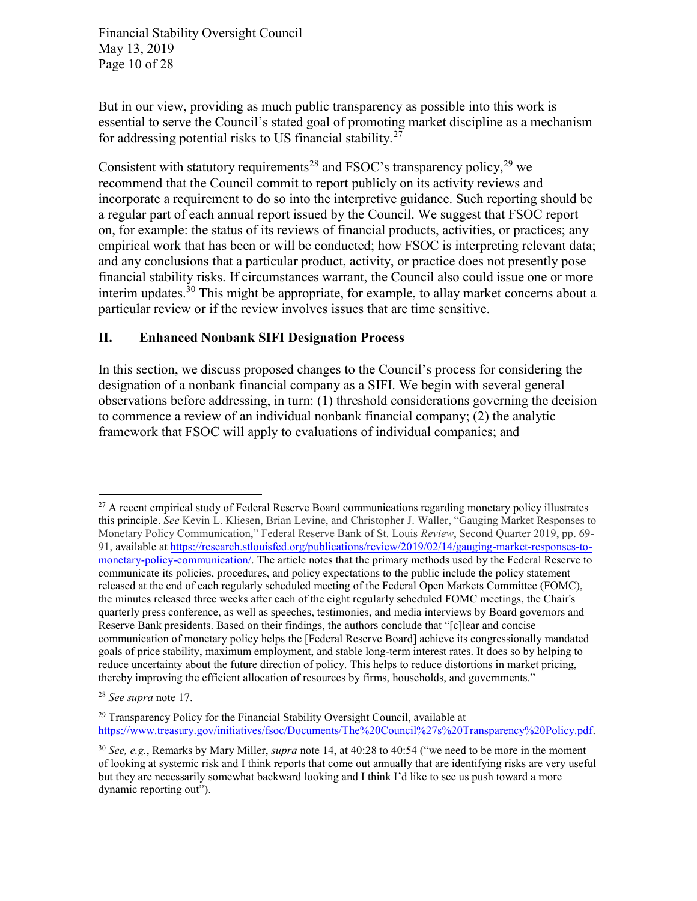But in our view, providing as much public transparency as possible into this work is essential to serve the Council's stated goal of promoting market discipline as a mechanism for addressing potential risks to US financial stability.[27]

Consistent with statutory requirements[28] and FSOC's transparency policy,[29] we recommend that the Council commit to report publicly on its activity reviews and incorporate a requirement to do so into the interpretive guidance. Such reporting should be a regular part of each annual report issued by the Council. We suggest that FSOC report on, for example: the status of its reviews of financial products, activities, or practices; any empirical work that has been or will be conducted; how FSOC is interpreting relevant data; and any conclusions that a particular product, activity, or practice does not presently pose financial stability risks. If circumstances warrant, the Council also could issue one or more interim updates.[30] This might be appropriate, for example, to allay market concerns about a particular review or if the review involves issues that are time sensitive.

## II. Enhanced Nonbank SIFI Designation Process

In this section, we discuss proposed changes to the Council's process for considering the designation of a nonbank financial company as a SIFI. We begin with several general observations before addressing, in turn: (1) threshold considerations governing the decision to commence a review of an individual nonbank financial company; (2) the analytic framework that FSOC will apply to evaluations of individual companies; and

---

[27] A recent empirical study of Federal Reserve Board communications regarding monetary policy illustrates this principle. *See* Kevin L. Kliesen, Brian Levine, and Christopher J. Waller, "Gauging Market Responses to Monetary Policy Communication," Federal Reserve Bank of St. Louis *Review*, Second Quarter 2019, pp. 69-91, available at [https://research.stlouisfed.org/publications/review/2019/02/14/gauging-market-responses-to-monetary-policy-communication/.](https://research.stlouisfed.org/publications/review/2019/02/14/gauging-market-responses-to-monetary-policy-communication/) The article notes that the primary methods used by the Federal Reserve to communicate its policies, procedures, and policy expectations to the public include the policy statement released at the end of each regularly scheduled meeting of the Federal Open Markets Committee (FOMC), the minutes released three weeks after each of the eight regularly scheduled FOMC meetings, the Chair's quarterly press conference, as well as speeches, testimonies, and media interviews by Board governors and Reserve Bank presidents. Based on their findings, the authors conclude that "[c]lear and concise communication of monetary policy helps the [Federal Reserve Board] achieve its congressionally mandated goals of price stability, maximum employment, and stable long-term interest rates. It does so by helping to reduce uncertainty about the future direction of policy. This helps to reduce distortions in market pricing, thereby improving the efficient allocation of resources by firms, households, and governments."

[28] *See supra* note 17.

[29] Transparency Policy for the Financial Stability Oversight Council, available at [https://www.treasury.gov/initiatives/fsoc/Documents/The%20Council%27s%20Transparency%20Policy.pdf](https://www.treasury.gov/initiatives/fsoc/Documents/The%20Council%27s%20Transparency%20Policy.pdf).

[30] *See, e.g.*, Remarks by Mary Miller, *supra* note 14, at 40:28 to 40:54 ("we need to be more in the moment of looking at systemic risk and I think reports that come out annually that are identifying risks are very useful but they are necessarily somewhat backward looking and I think I'd like to see us push toward a more dynamic reporting out").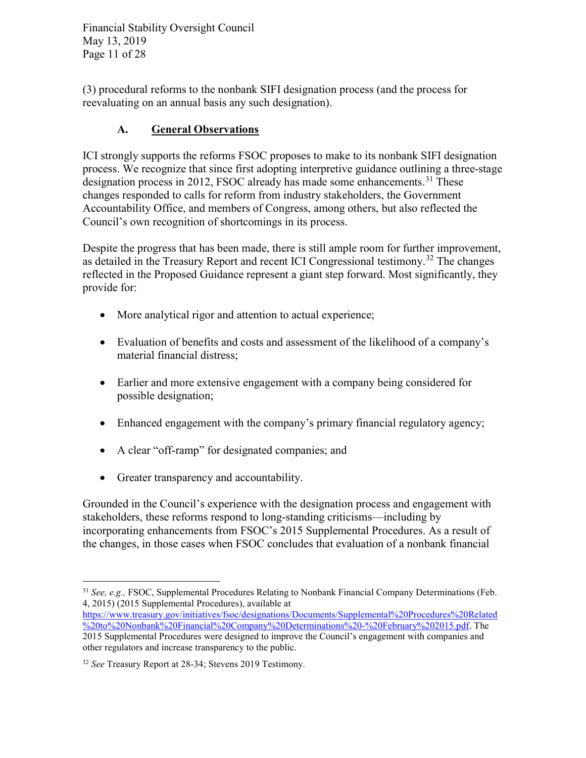(3) procedural reforms to the nonbank SIFI designation process (and the process for reevaluating on an annual basis any such designation).

### A. General Observations

ICI strongly supports the reforms FSOC proposes to make to its nonbank SIFI designation process. We recognize that since first adopting interpretive guidance outlining a three-stage designation process in 2012, FSOC already has made some enhancements.[31] These changes responded to calls for reform from industry stakeholders, the Government Accountability Office, and members of Congress, among others, but also reflected the Council's own recognition of shortcomings in its process.

Despite the progress that has been made, there is still ample room for further improvement, as detailed in the Treasury Report and recent ICI Congressional testimony.[32] The changes reflected in the Proposed Guidance represent a giant step forward. Most significantly, they provide for:

- More analytical rigor and attention to actual experience;
- Evaluation of benefits and costs and assessment of the likelihood of a company's material financial distress;
- Earlier and more extensive engagement with a company being considered for possible designation;
- Enhanced engagement with the company's primary financial regulatory agency;
- A clear "off-ramp" for designated companies; and
- Greater transparency and accountability.

Grounded in the Council's experience with the designation process and engagement with stakeholders, these reforms respond to long-standing criticisms—including by incorporating enhancements from FSOC's 2015 Supplemental Procedures. As a result of the changes, in those cases when FSOC concludes that evaluation of a nonbank financial

---

[31] *See, e.g.,* FSOC, Supplemental Procedures Relating to Nonbank Financial Company Determinations (Feb. 4, 2015) (2015 Supplemental Procedures), available at https://www.treasury.gov/initiatives/fsoc/designations/Documents/Supplemental%20Procedures%20Related%20to%20Nonbank%20Financial%20Company%20Determinations%20-%20February%202015.pdf. The 2015 Supplemental Procedures were designed to improve the Council's engagement with companies and other regulators and increase transparency to the public.

[32] *See* Treasury Report at 28-34; Stevens 2019 Testimony.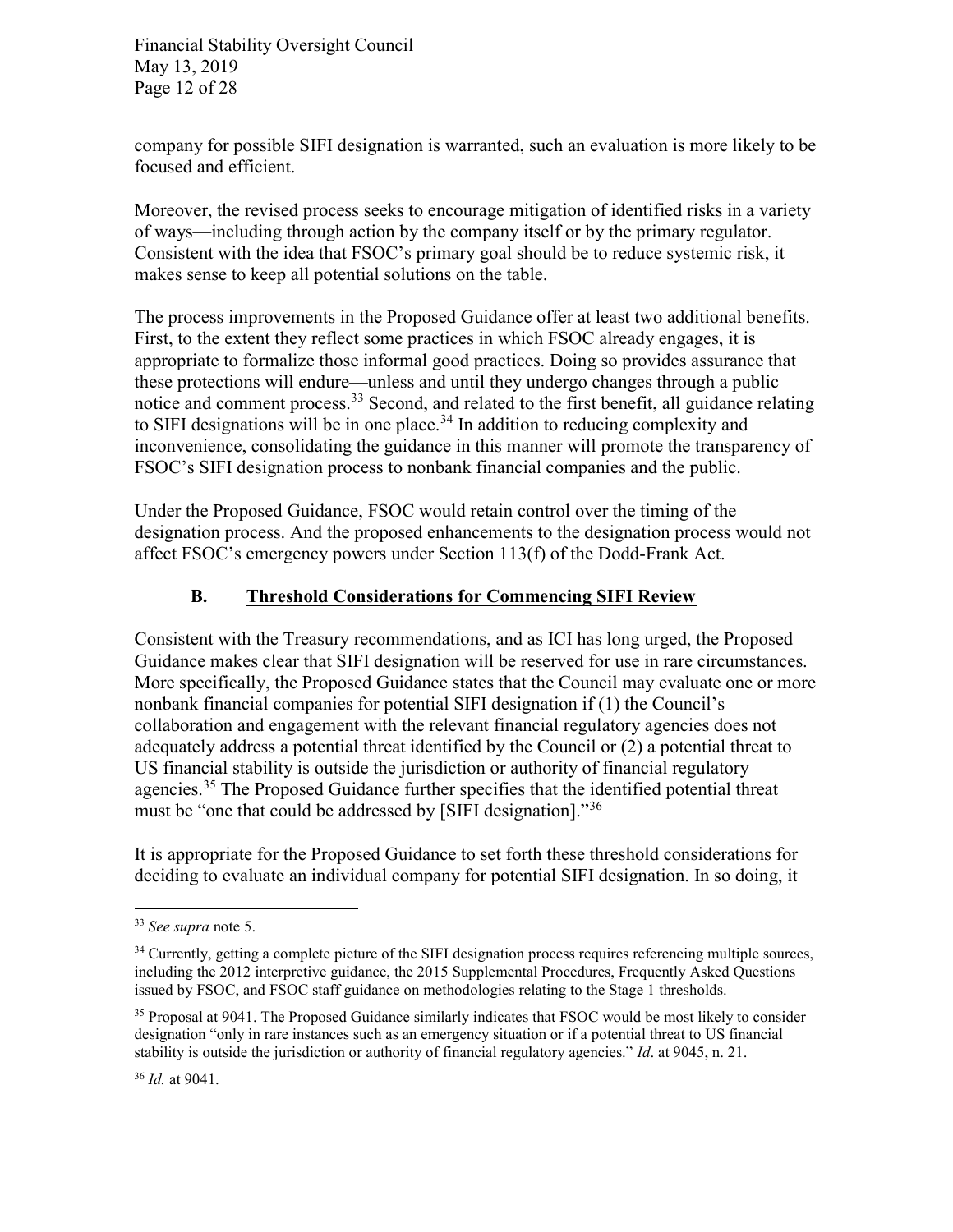company for possible SIFI designation is warranted, such an evaluation is more likely to be focused and efficient.

Moreover, the revised process seeks to encourage mitigation of identified risks in a variety of ways—including through action by the company itself or by the primary regulator. Consistent with the idea that FSOC's primary goal should be to reduce systemic risk, it makes sense to keep all potential solutions on the table.

The process improvements in the Proposed Guidance offer at least two additional benefits. First, to the extent they reflect some practices in which FSOC already engages, it is appropriate to formalize those informal good practices. Doing so provides assurance that these protections will endure—unless and until they undergo changes through a public notice and comment process.[33] Second, and related to the first benefit, all guidance relating to SIFI designations will be in one place.[34] In addition to reducing complexity and inconvenience, consolidating the guidance in this manner will promote the transparency of FSOC's SIFI designation process to nonbank financial companies and the public.

Under the Proposed Guidance, FSOC would retain control over the timing of the designation process. And the proposed enhancements to the designation process would not affect FSOC's emergency powers under Section 113(f) of the Dodd-Frank Act.

## B. Threshold Considerations for Commencing SIFI Review

Consistent with the Treasury recommendations, and as ICI has long urged, the Proposed Guidance makes clear that SIFI designation will be reserved for use in rare circumstances. More specifically, the Proposed Guidance states that the Council may evaluate one or more nonbank financial companies for potential SIFI designation if (1) the Council's collaboration and engagement with the relevant financial regulatory agencies does not adequately address a potential threat identified by the Council or (2) a potential threat to US financial stability is outside the jurisdiction or authority of financial regulatory agencies.[35] The Proposed Guidance further specifies that the identified potential threat must be "one that could be addressed by [SIFI designation]."[36]

It is appropriate for the Proposed Guidance to set forth these threshold considerations for deciding to evaluate an individual company for potential SIFI designation. In so doing, it

---

[33] *See supra* note 5.

[34] Currently, getting a complete picture of the SIFI designation process requires referencing multiple sources, including the 2012 interpretive guidance, the 2015 Supplemental Procedures, Frequently Asked Questions issued by FSOC, and FSOC staff guidance on methodologies relating to the Stage 1 thresholds.

[35] Proposal at 9041. The Proposed Guidance similarly indicates that FSOC would be most likely to consider designation "only in rare instances such as an emergency situation or if a potential threat to US financial stability is outside the jurisdiction or authority of financial regulatory agencies." *Id*. at 9045, n. 21.

[36] *Id.* at 9041.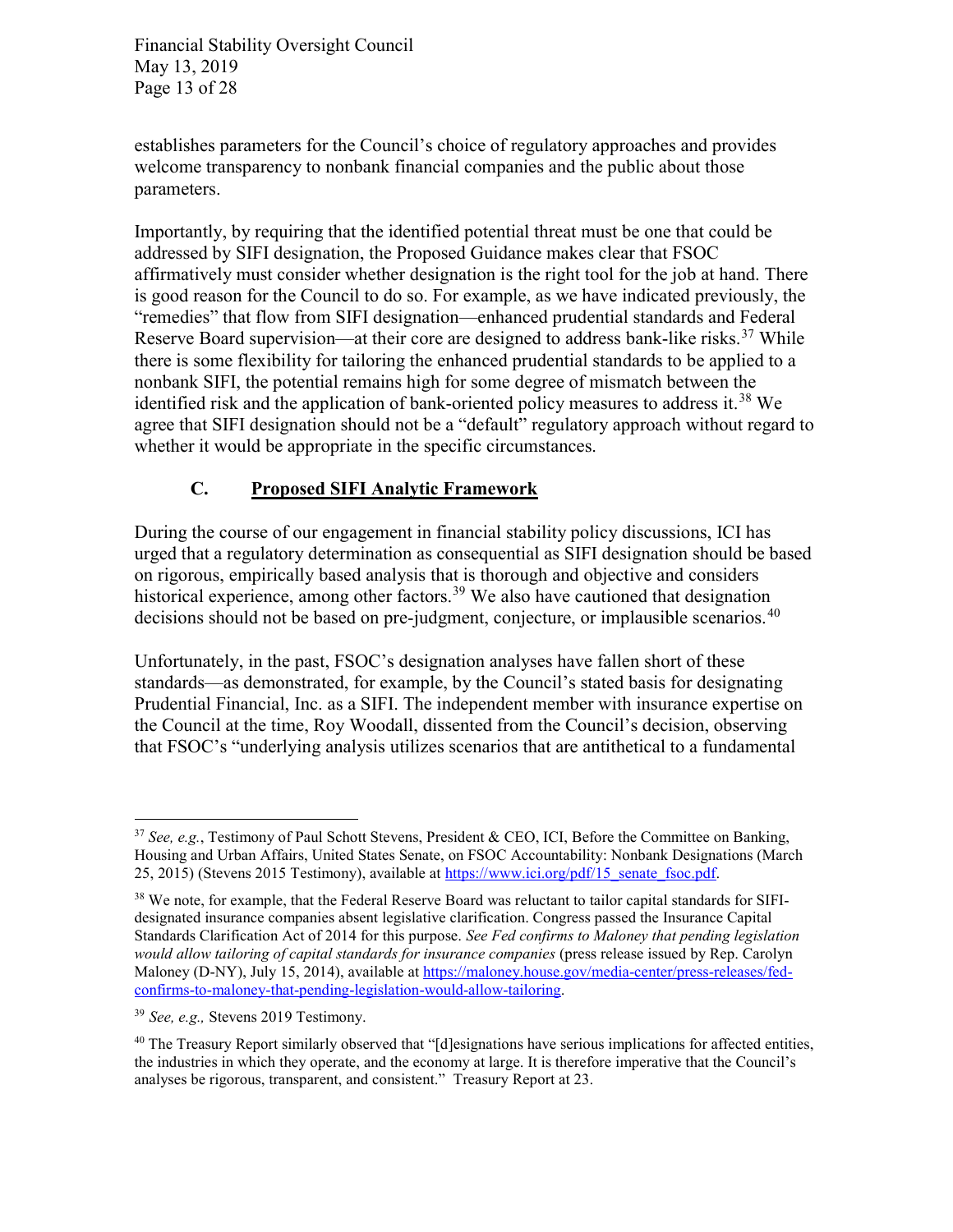establishes parameters for the Council's choice of regulatory approaches and provides welcome transparency to nonbank financial companies and the public about those parameters.

Importantly, by requiring that the identified potential threat must be one that could be addressed by SIFI designation, the Proposed Guidance makes clear that FSOC affirmatively must consider whether designation is the right tool for the job at hand. There is good reason for the Council to do so. For example, as we have indicated previously, the "remedies" that flow from SIFI designation—enhanced prudential standards and Federal Reserve Board supervision—at their core are designed to address bank-like risks.[37] While there is some flexibility for tailoring the enhanced prudential standards to be applied to a nonbank SIFI, the potential remains high for some degree of mismatch between the identified risk and the application of bank-oriented policy measures to address it.[38] We agree that SIFI designation should not be a "default" regulatory approach without regard to whether it would be appropriate in the specific circumstances.

### C. Proposed SIFI Analytic Framework

During the course of our engagement in financial stability policy discussions, ICI has urged that a regulatory determination as consequential as SIFI designation should be based on rigorous, empirically based analysis that is thorough and objective and considers historical experience, among other factors.[39] We also have cautioned that designation decisions should not be based on pre-judgment, conjecture, or implausible scenarios.[40]

Unfortunately, in the past, FSOC's designation analyses have fallen short of these standards—as demonstrated, for example, by the Council's stated basis for designating Prudential Financial, Inc. as a SIFI. The independent member with insurance expertise on the Council at the time, Roy Woodall, dissented from the Council's decision, observing that FSOC's "underlying analysis utilizes scenarios that are antithetical to a fundamental

---

[37] *See, e.g.*, Testimony of Paul Schott Stevens, President & CEO, ICI, Before the Committee on Banking, Housing and Urban Affairs, United States Senate, on FSOC Accountability: Nonbank Designations (March 25, 2015) (Stevens 2015 Testimony), available at https://www.ici.org/pdf/15_senate_fsoc.pdf.

[38] We note, for example, that the Federal Reserve Board was reluctant to tailor capital standards for SIFI-designated insurance companies absent legislative clarification. Congress passed the Insurance Capital Standards Clarification Act of 2014 for this purpose. *See Fed confirms to Maloney that pending legislation would allow tailoring of capital standards for insurance companies* (press release issued by Rep. Carolyn Maloney (D-NY), July 15, 2014), available at https://maloney.house.gov/media-center/press-releases/fed-confirms-to-maloney-that-pending-legislation-would-allow-tailoring.

[39] *See, e.g.,* Stevens 2019 Testimony.

[40] The Treasury Report similarly observed that "[d]esignations have serious implications for affected entities, the industries in which they operate, and the economy at large. It is therefore imperative that the Council's analyses be rigorous, transparent, and consistent." Treasury Report at 23.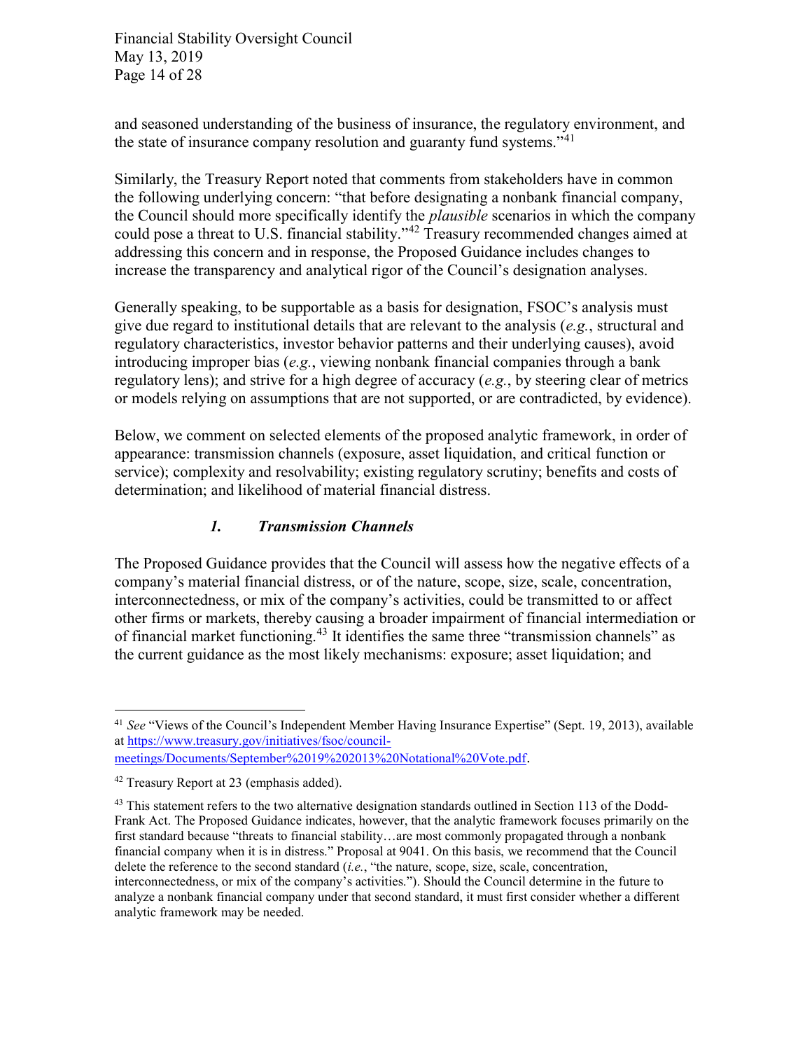and seasoned understanding of the business of insurance, the regulatory environment, and the state of insurance company resolution and guaranty fund systems."[41]

Similarly, the Treasury Report noted that comments from stakeholders have in common the following underlying concern: "that before designating a nonbank financial company, the Council should more specifically identify the *plausible* scenarios in which the company could pose a threat to U.S. financial stability."[42] Treasury recommended changes aimed at addressing this concern and in response, the Proposed Guidance includes changes to increase the transparency and analytical rigor of the Council's designation analyses.

Generally speaking, to be supportable as a basis for designation, FSOC's analysis must give due regard to institutional details that are relevant to the analysis (*e.g.*, structural and regulatory characteristics, investor behavior patterns and their underlying causes), avoid introducing improper bias (*e.g.*, viewing nonbank financial companies through a bank regulatory lens); and strive for a high degree of accuracy (*e.g.*, by steering clear of metrics or models relying on assumptions that are not supported, or are contradicted, by evidence).

Below, we comment on selected elements of the proposed analytic framework, in order of appearance: transmission channels (exposure, asset liquidation, and critical function or service); complexity and resolvability; existing regulatory scrutiny; benefits and costs of determination; and likelihood of material financial distress.

### *1. Transmission Channels*

The Proposed Guidance provides that the Council will assess how the negative effects of a company's material financial distress, or of the nature, scope, size, scale, concentration, interconnectedness, or mix of the company's activities, could be transmitted to or affect other firms or markets, thereby causing a broader impairment of financial intermediation or of financial market functioning.[43] It identifies the same three "transmission channels" as the current guidance as the most likely mechanisms: exposure; asset liquidation; and

---

[41] *See* "Views of the Council's Independent Member Having Insurance Expertise" (Sept. 19, 2013), available at https://www.treasury.gov/initiatives/fsoc/council-meetings/Documents/September%2019%202013%20Notational%20Vote.pdf.

[42] Treasury Report at 23 (emphasis added).

[43] This statement refers to the two alternative designation standards outlined in Section 113 of the Dodd-Frank Act. The Proposed Guidance indicates, however, that the analytic framework focuses primarily on the first standard because "threats to financial stability…are most commonly propagated through a nonbank financial company when it is in distress." Proposal at 9041. On this basis, we recommend that the Council delete the reference to the second standard (*i.e.*, "the nature, scope, size, scale, concentration, interconnectedness, or mix of the company's activities."). Should the Council determine in the future to analyze a nonbank financial company under that second standard, it must first consider whether a different analytic framework may be needed.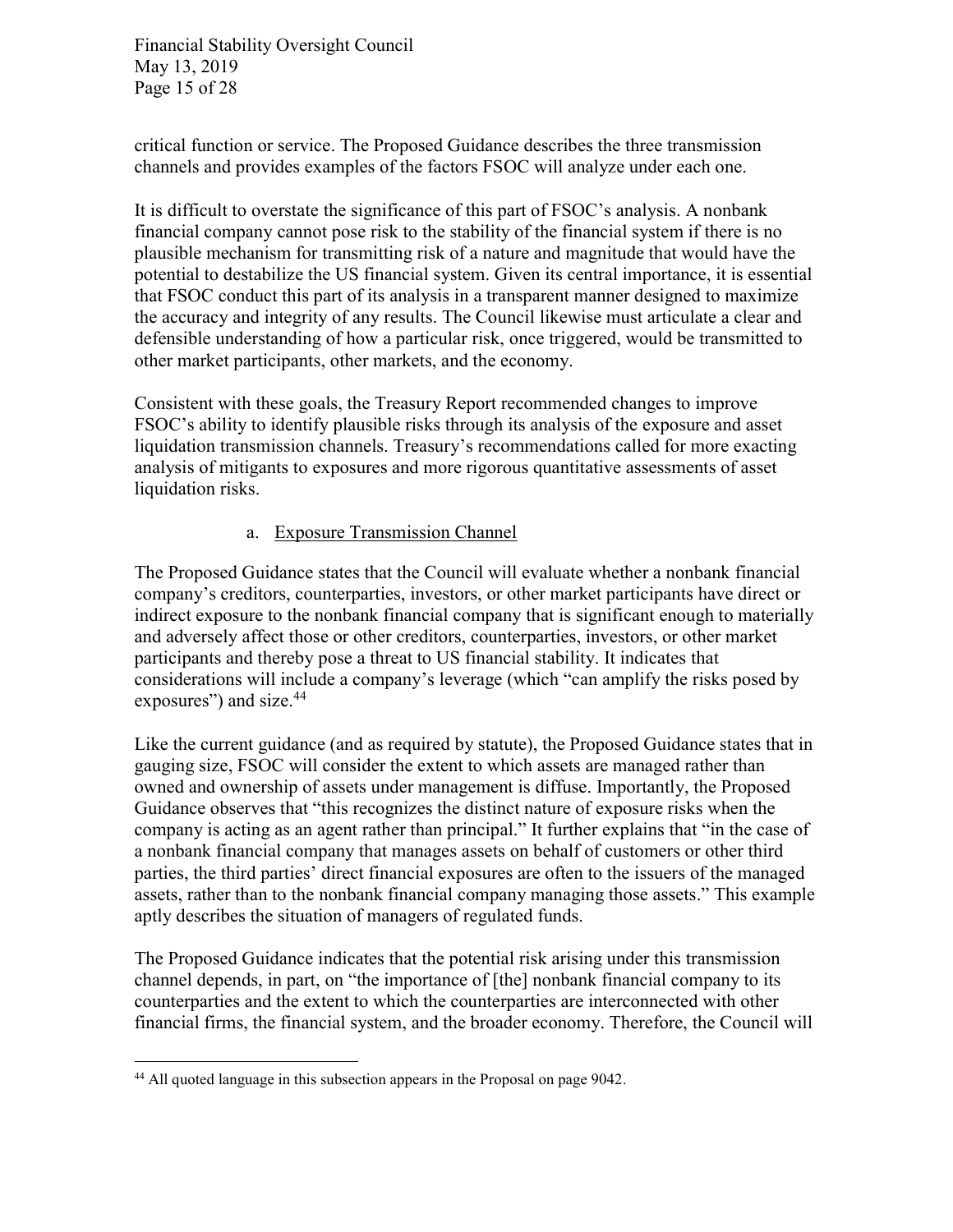critical function or service. The Proposed Guidance describes the three transmission channels and provides examples of the factors FSOC will analyze under each one.

It is difficult to overstate the significance of this part of FSOC's analysis. A nonbank financial company cannot pose risk to the stability of the financial system if there is no plausible mechanism for transmitting risk of a nature and magnitude that would have the potential to destabilize the US financial system. Given its central importance, it is essential that FSOC conduct this part of its analysis in a transparent manner designed to maximize the accuracy and integrity of any results. The Council likewise must articulate a clear and defensible understanding of how a particular risk, once triggered, would be transmitted to other market participants, other markets, and the economy.

Consistent with these goals, the Treasury Report recommended changes to improve FSOC's ability to identify plausible risks through its analysis of the exposure and asset liquidation transmission channels. Treasury's recommendations called for more exacting analysis of mitigants to exposures and more rigorous quantitative assessments of asset liquidation risks.

a. Exposure Transmission Channel

The Proposed Guidance states that the Council will evaluate whether a nonbank financial company's creditors, counterparties, investors, or other market participants have direct or indirect exposure to the nonbank financial company that is significant enough to materially and adversely affect those or other creditors, counterparties, investors, or other market participants and thereby pose a threat to US financial stability. It indicates that considerations will include a company's leverage (which "can amplify the risks posed by exposures") and size.[44]

Like the current guidance (and as required by statute), the Proposed Guidance states that in gauging size, FSOC will consider the extent to which assets are managed rather than owned and ownership of assets under management is diffuse. Importantly, the Proposed Guidance observes that "this recognizes the distinct nature of exposure risks when the company is acting as an agent rather than principal." It further explains that "in the case of a nonbank financial company that manages assets on behalf of customers or other third parties, the third parties' direct financial exposures are often to the issuers of the managed assets, rather than to the nonbank financial company managing those assets." This example aptly describes the situation of managers of regulated funds.

The Proposed Guidance indicates that the potential risk arising under this transmission channel depends, in part, on "the importance of [the] nonbank financial company to its counterparties and the extent to which the counterparties are interconnected with other financial firms, the financial system, and the broader economy. Therefore, the Council will

---

[44] All quoted language in this subsection appears in the Proposal on page 9042.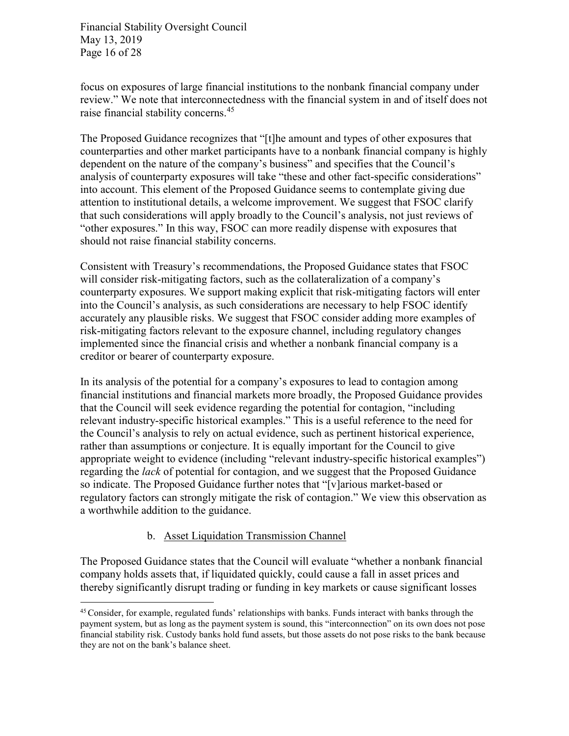focus on exposures of large financial institutions to the nonbank financial company under review." We note that interconnectedness with the financial system in and of itself does not raise financial stability concerns.[45]

The Proposed Guidance recognizes that "[t]he amount and types of other exposures that counterparties and other market participants have to a nonbank financial company is highly dependent on the nature of the company's business" and specifies that the Council's analysis of counterparty exposures will take "these and other fact-specific considerations" into account. This element of the Proposed Guidance seems to contemplate giving due attention to institutional details, a welcome improvement. We suggest that FSOC clarify that such considerations will apply broadly to the Council's analysis, not just reviews of "other exposures." In this way, FSOC can more readily dispense with exposures that should not raise financial stability concerns.

Consistent with Treasury's recommendations, the Proposed Guidance states that FSOC will consider risk-mitigating factors, such as the collateralization of a company's counterparty exposures. We support making explicit that risk-mitigating factors will enter into the Council's analysis, as such considerations are necessary to help FSOC identify accurately any plausible risks. We suggest that FSOC consider adding more examples of risk-mitigating factors relevant to the exposure channel, including regulatory changes implemented since the financial crisis and whether a nonbank financial company is a creditor or bearer of counterparty exposure.

In its analysis of the potential for a company's exposures to lead to contagion among financial institutions and financial markets more broadly, the Proposed Guidance provides that the Council will seek evidence regarding the potential for contagion, "including relevant industry-specific historical examples." This is a useful reference to the need for the Council's analysis to rely on actual evidence, such as pertinent historical experience, rather than assumptions or conjecture. It is equally important for the Council to give appropriate weight to evidence (including "relevant industry-specific historical examples") regarding the *lack* of potential for contagion, and we suggest that the Proposed Guidance so indicate. The Proposed Guidance further notes that "[v]arious market-based or regulatory factors can strongly mitigate the risk of contagion." We view this observation as a worthwhile addition to the guidance.

b. Asset Liquidation Transmission Channel

The Proposed Guidance states that the Council will evaluate "whether a nonbank financial company holds assets that, if liquidated quickly, could cause a fall in asset prices and thereby significantly disrupt trading or funding in key markets or cause significant losses

---

[45] Consider, for example, regulated funds' relationships with banks. Funds interact with banks through the payment system, but as long as the payment system is sound, this "interconnection" on its own does not pose financial stability risk. Custody banks hold fund assets, but those assets do not pose risks to the bank because they are not on the bank's balance sheet.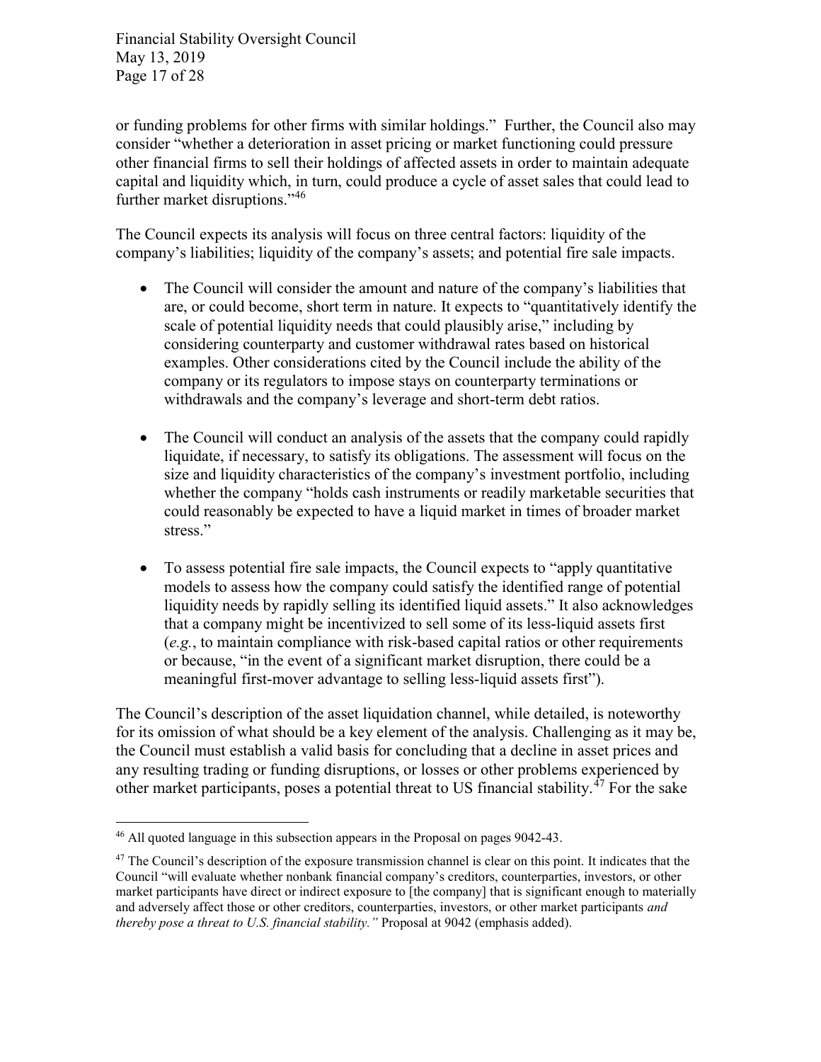or funding problems for other firms with similar holdings." Further, the Council also may consider "whether a deterioration in asset pricing or market functioning could pressure other financial firms to sell their holdings of affected assets in order to maintain adequate capital and liquidity which, in turn, could produce a cycle of asset sales that could lead to further market disruptions."[46]

The Council expects its analysis will focus on three central factors: liquidity of the company's liabilities; liquidity of the company's assets; and potential fire sale impacts.

- The Council will consider the amount and nature of the company's liabilities that are, or could become, short term in nature. It expects to "quantitatively identify the scale of potential liquidity needs that could plausibly arise," including by considering counterparty and customer withdrawal rates based on historical examples. Other considerations cited by the Council include the ability of the company or its regulators to impose stays on counterparty terminations or withdrawals and the company's leverage and short-term debt ratios.

- The Council will conduct an analysis of the assets that the company could rapidly liquidate, if necessary, to satisfy its obligations. The assessment will focus on the size and liquidity characteristics of the company's investment portfolio, including whether the company "holds cash instruments or readily marketable securities that could reasonably be expected to have a liquid market in times of broader market stress."

- To assess potential fire sale impacts, the Council expects to "apply quantitative models to assess how the company could satisfy the identified range of potential liquidity needs by rapidly selling its identified liquid assets." It also acknowledges that a company might be incentivized to sell some of its less-liquid assets first (*e.g.*, to maintain compliance with risk-based capital ratios or other requirements or because, "in the event of a significant market disruption, there could be a meaningful first-mover advantage to selling less-liquid assets first").

The Council's description of the asset liquidation channel, while detailed, is noteworthy for its omission of what should be a key element of the analysis. Challenging as it may be, the Council must establish a valid basis for concluding that a decline in asset prices and any resulting trading or funding disruptions, or losses or other problems experienced by other market participants, poses a potential threat to US financial stability.[47] For the sake

---

[46] All quoted language in this subsection appears in the Proposal on pages 9042-43.

[47] The Council's description of the exposure transmission channel is clear on this point. It indicates that the Council "will evaluate whether nonbank financial company's creditors, counterparties, investors, or other market participants have direct or indirect exposure to [the company] that is significant enough to materially and adversely affect those or other creditors, counterparties, investors, or other market participants *and thereby pose a threat to U.S. financial stability.*" Proposal at 9042 (emphasis added).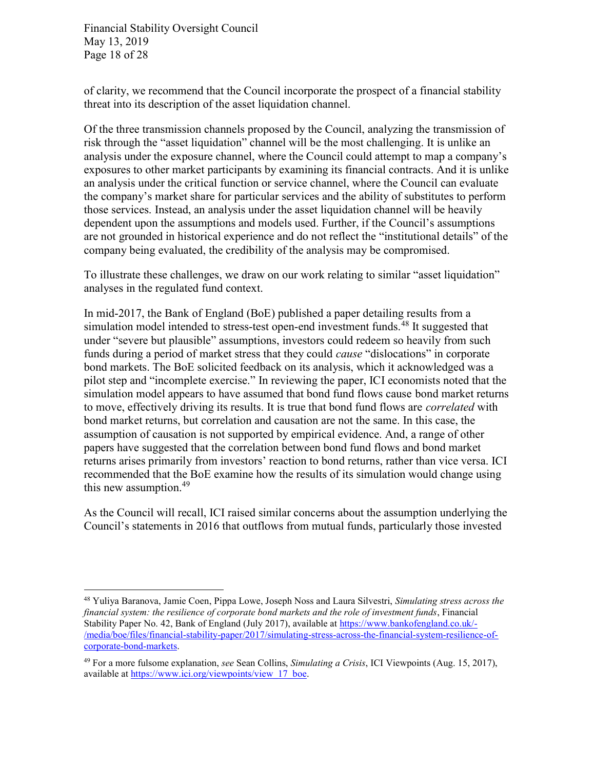of clarity, we recommend that the Council incorporate the prospect of a financial stability threat into its description of the asset liquidation channel.

Of the three transmission channels proposed by the Council, analyzing the transmission of risk through the "asset liquidation" channel will be the most challenging. It is unlike an analysis under the exposure channel, where the Council could attempt to map a company's exposures to other market participants by examining its financial contracts. And it is unlike an analysis under the critical function or service channel, where the Council can evaluate the company's market share for particular services and the ability of substitutes to perform those services. Instead, an analysis under the asset liquidation channel will be heavily dependent upon the assumptions and models used. Further, if the Council's assumptions are not grounded in historical experience and do not reflect the "institutional details" of the company being evaluated, the credibility of the analysis may be compromised.

To illustrate these challenges, we draw on our work relating to similar "asset liquidation" analyses in the regulated fund context.

In mid-2017, the Bank of England (BoE) published a paper detailing results from a simulation model intended to stress-test open-end investment funds.[48] It suggested that under "severe but plausible" assumptions, investors could redeem so heavily from such funds during a period of market stress that they could *cause* "dislocations" in corporate bond markets. The BoE solicited feedback on its analysis, which it acknowledged was a pilot step and "incomplete exercise." In reviewing the paper, ICI economists noted that the simulation model appears to have assumed that bond fund flows cause bond market returns to move, effectively driving its results. It is true that bond fund flows are *correlated* with bond market returns, but correlation and causation are not the same. In this case, the assumption of causation is not supported by empirical evidence. And, a range of other papers have suggested that the correlation between bond fund flows and bond market returns arises primarily from investors' reaction to bond returns, rather than vice versa. ICI recommended that the BoE examine how the results of its simulation would change using this new assumption.[49]

As the Council will recall, ICI raised similar concerns about the assumption underlying the Council's statements in 2016 that outflows from mutual funds, particularly those invested

---

[48] Yuliya Baranova, Jamie Coen, Pippa Lowe, Joseph Noss and Laura Silvestri, *Simulating stress across the financial system: the resilience of corporate bond markets and the role of investment funds*, Financial Stability Paper No. 42, Bank of England (July 2017), available at https://www.bankofengland.co.uk/-/media/boe/files/financial-stability-paper/2017/simulating-stress-across-the-financial-system-resilience-of-corporate-bond-markets.

[49] For a more fulsome explanation, *see* Sean Collins, *Simulating a Crisis*, ICI Viewpoints (Aug. 15, 2017), available at https://www.ici.org/viewpoints/view_17_boe.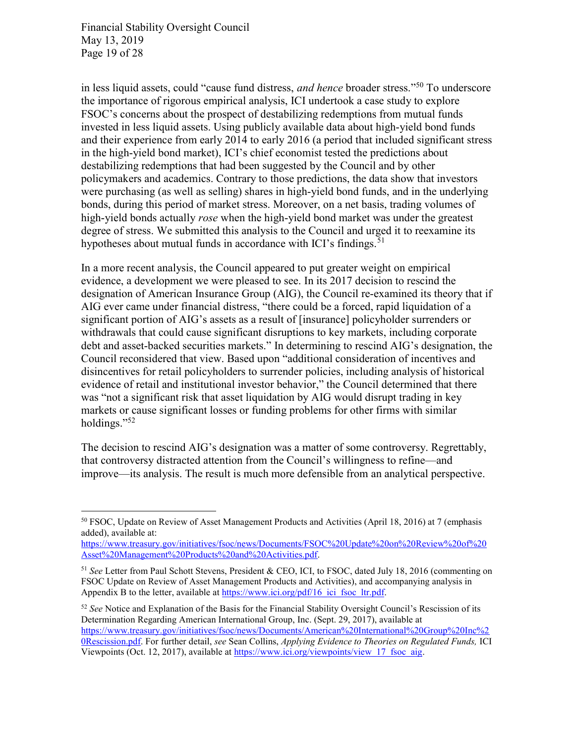in less liquid assets, could "cause fund distress, *and hence* broader stress."[50] To underscore the importance of rigorous empirical analysis, ICI undertook a case study to explore FSOC's concerns about the prospect of destabilizing redemptions from mutual funds invested in less liquid assets. Using publicly available data about high-yield bond funds and their experience from early 2014 to early 2016 (a period that included significant stress in the high-yield bond market), ICI's chief economist tested the predictions about destabilizing redemptions that had been suggested by the Council and by other policymakers and academics. Contrary to those predictions, the data show that investors were purchasing (as well as selling) shares in high-yield bond funds, and in the underlying bonds, during this period of market stress. Moreover, on a net basis, trading volumes of high-yield bonds actually *rose* when the high-yield bond market was under the greatest degree of stress. We submitted this analysis to the Council and urged it to reexamine its hypotheses about mutual funds in accordance with ICI's findings.[51]

In a more recent analysis, the Council appeared to put greater weight on empirical evidence, a development we were pleased to see. In its 2017 decision to rescind the designation of American Insurance Group (AIG), the Council re-examined its theory that if AIG ever came under financial distress, "there could be a forced, rapid liquidation of a significant portion of AIG's assets as a result of [insurance] policyholder surrenders or withdrawals that could cause significant disruptions to key markets, including corporate debt and asset-backed securities markets." In determining to rescind AIG's designation, the Council reconsidered that view. Based upon "additional consideration of incentives and disincentives for retail policyholders to surrender policies, including analysis of historical evidence of retail and institutional investor behavior," the Council determined that there was "not a significant risk that asset liquidation by AIG would disrupt trading in key markets or cause significant losses or funding problems for other firms with similar holdings."[52]

The decision to rescind AIG's designation was a matter of some controversy. Regrettably, that controversy distracted attention from the Council's willingness to refine—and improve—its analysis. The result is much more defensible from an analytical perspective.

---

[50] FSOC, Update on Review of Asset Management Products and Activities (April 18, 2016) at 7 (emphasis added), available at: https://www.treasury.gov/initiatives/fsoc/news/Documents/FSOC%20Update%20on%20Review%20of%20Asset%20Management%20Products%20and%20Activities.pdf.

[51] *See* Letter from Paul Schott Stevens, President & CEO, ICI, to FSOC, dated July 18, 2016 (commenting on FSOC Update on Review of Asset Management Products and Activities), and accompanying analysis in Appendix B to the letter, available at https://www.ici.org/pdf/16_ici_fsoc_ltr.pdf.

[52] *See* Notice and Explanation of the Basis for the Financial Stability Oversight Council's Rescission of its Determination Regarding American International Group, Inc. (Sept. 29, 2017), available at https://www.treasury.gov/initiatives/fsoc/news/Documents/American%20International%20Group%20Inc%20Rescission.pdf. For further detail, *see* Sean Collins, *Applying Evidence to Theories on Regulated Funds,* ICI Viewpoints (Oct. 12, 2017), available at https://www.ici.org/viewpoints/view_17_fsoc_aig.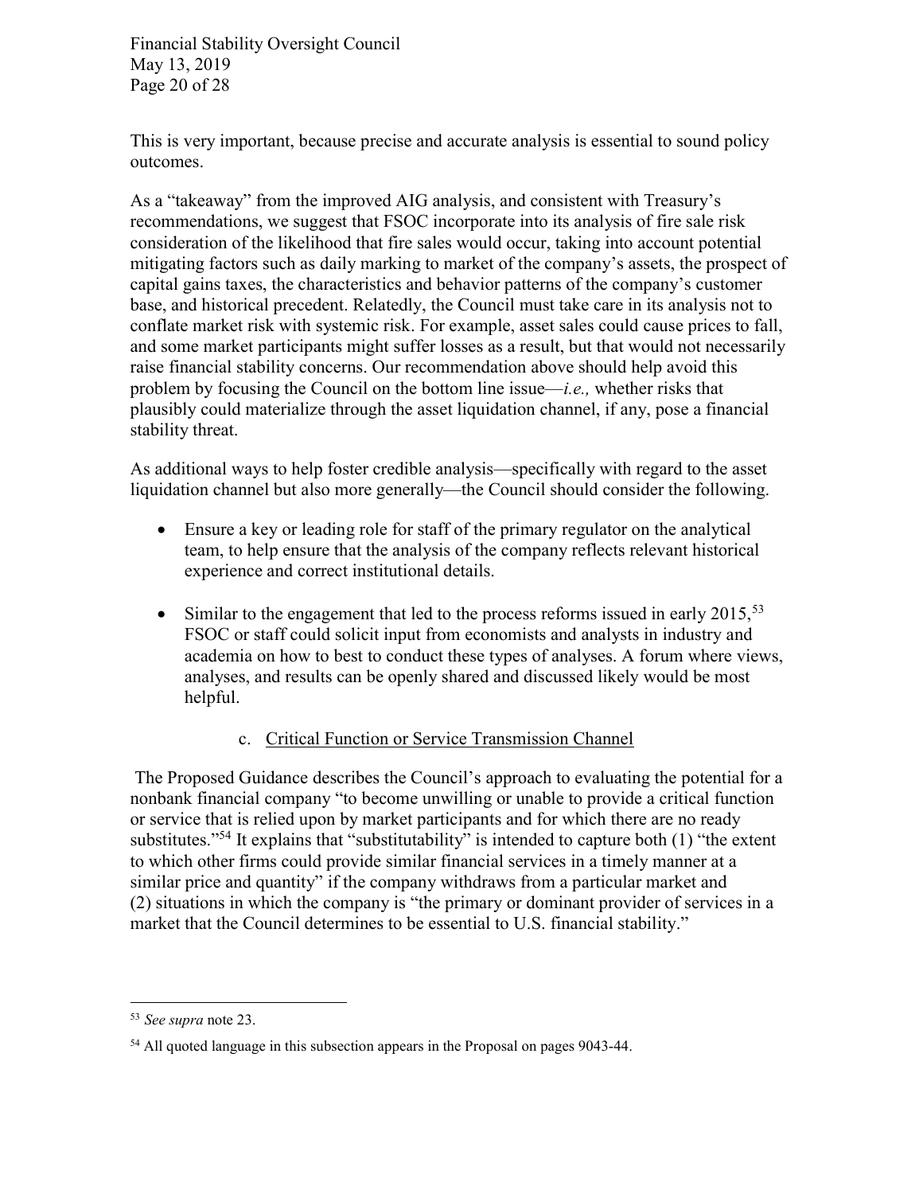This is very important, because precise and accurate analysis is essential to sound policy outcomes.

As a "takeaway" from the improved AIG analysis, and consistent with Treasury's recommendations, we suggest that FSOC incorporate into its analysis of fire sale risk consideration of the likelihood that fire sales would occur, taking into account potential mitigating factors such as daily marking to market of the company's assets, the prospect of capital gains taxes, the characteristics and behavior patterns of the company's customer base, and historical precedent. Relatedly, the Council must take care in its analysis not to conflate market risk with systemic risk. For example, asset sales could cause prices to fall, and some market participants might suffer losses as a result, but that would not necessarily raise financial stability concerns. Our recommendation above should help avoid this problem by focusing the Council on the bottom line issue—*i.e.,* whether risks that plausibly could materialize through the asset liquidation channel, if any, pose a financial stability threat.

As additional ways to help foster credible analysis—specifically with regard to the asset liquidation channel but also more generally—the Council should consider the following.

- Ensure a key or leading role for staff of the primary regulator on the analytical team, to help ensure that the analysis of the company reflects relevant historical experience and correct institutional details.

- Similar to the engagement that led to the process reforms issued in early 2015,[53] FSOC or staff could solicit input from economists and analysts in industry and academia on how to best to conduct these types of analyses. A forum where views, analyses, and results can be openly shared and discussed likely would be most helpful.

c. <u>Critical Function or Service Transmission Channel</u>

The Proposed Guidance describes the Council's approach to evaluating the potential for a nonbank financial company "to become unwilling or unable to provide a critical function or service that is relied upon by market participants and for which there are no ready substitutes."[54] It explains that "substitutability" is intended to capture both (1) "the extent to which other firms could provide similar financial services in a timely manner at a similar price and quantity" if the company withdraws from a particular market and (2) situations in which the company is "the primary or dominant provider of services in a market that the Council determines to be essential to U.S. financial stability."

---

[53] *See supra* note 23.

[54] All quoted language in this subsection appears in the Proposal on pages 9043-44.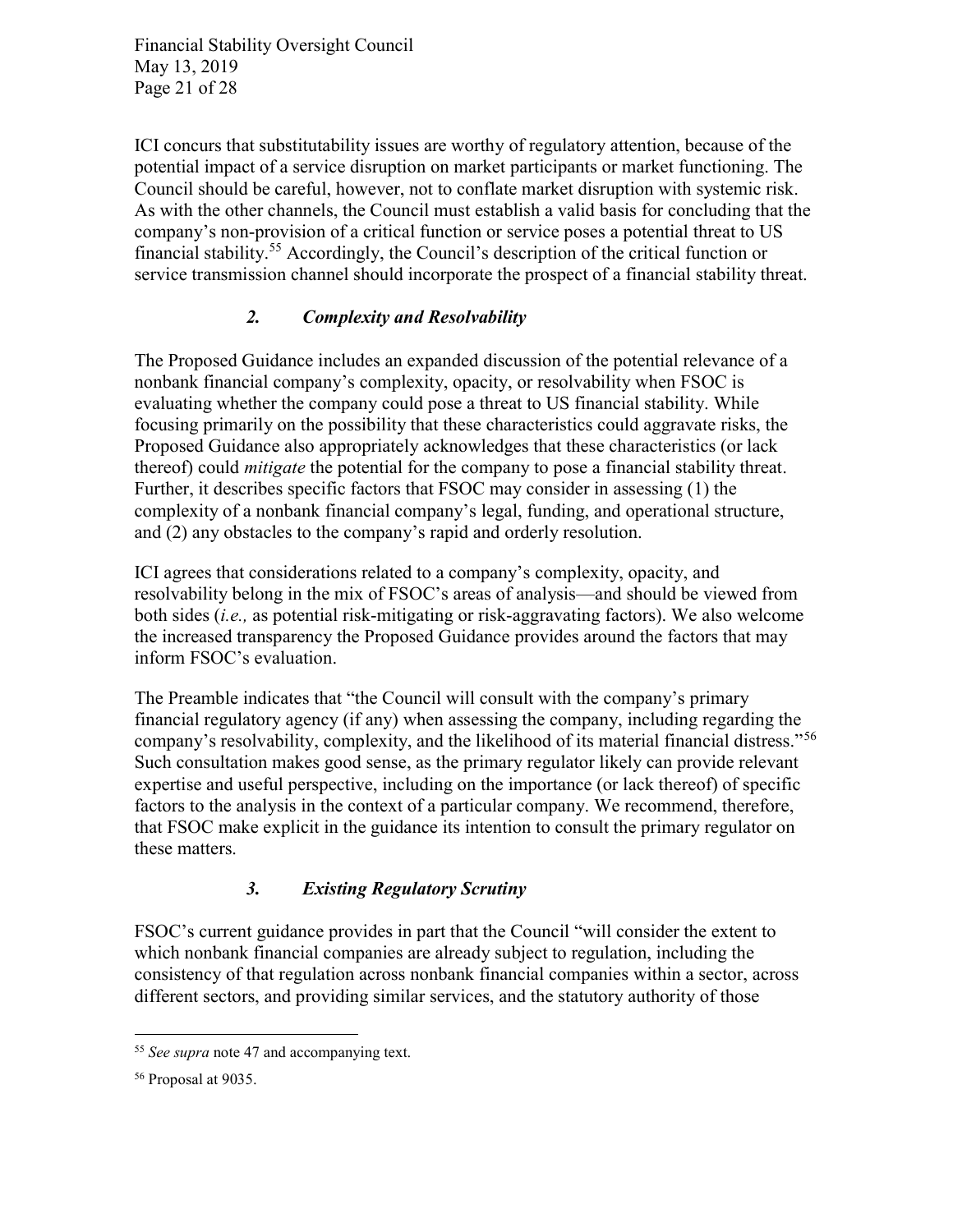ICI concurs that substitutability issues are worthy of regulatory attention, because of the potential impact of a service disruption on market participants or market functioning. The Council should be careful, however, not to conflate market disruption with systemic risk. As with the other channels, the Council must establish a valid basis for concluding that the company's non-provision of a critical function or service poses a potential threat to US financial stability.[55] Accordingly, the Council's description of the critical function or service transmission channel should incorporate the prospect of a financial stability threat.

### *2. Complexity and Resolvability*

The Proposed Guidance includes an expanded discussion of the potential relevance of a nonbank financial company's complexity, opacity, or resolvability when FSOC is evaluating whether the company could pose a threat to US financial stability. While focusing primarily on the possibility that these characteristics could aggravate risks, the Proposed Guidance also appropriately acknowledges that these characteristics (or lack thereof) could *mitigate* the potential for the company to pose a financial stability threat. Further, it describes specific factors that FSOC may consider in assessing (1) the complexity of a nonbank financial company's legal, funding, and operational structure, and (2) any obstacles to the company's rapid and orderly resolution.

ICI agrees that considerations related to a company's complexity, opacity, and resolvability belong in the mix of FSOC's areas of analysis—and should be viewed from both sides (*i.e.,* as potential risk-mitigating or risk-aggravating factors). We also welcome the increased transparency the Proposed Guidance provides around the factors that may inform FSOC's evaluation.

The Preamble indicates that "the Council will consult with the company's primary financial regulatory agency (if any) when assessing the company, including regarding the company's resolvability, complexity, and the likelihood of its material financial distress."[56] Such consultation makes good sense, as the primary regulator likely can provide relevant expertise and useful perspective, including on the importance (or lack thereof) of specific factors to the analysis in the context of a particular company. We recommend, therefore, that FSOC make explicit in the guidance its intention to consult the primary regulator on these matters.

### *3. Existing Regulatory Scrutiny*

FSOC's current guidance provides in part that the Council "will consider the extent to which nonbank financial companies are already subject to regulation, including the consistency of that regulation across nonbank financial companies within a sector, across different sectors, and providing similar services, and the statutory authority of those

---

[55] *See supra* note 47 and accompanying text.

[56] Proposal at 9035.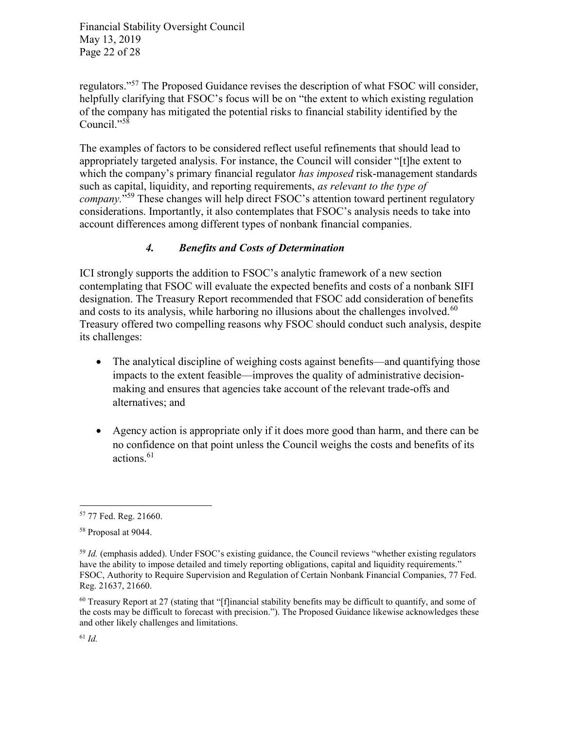regulators."[57] The Proposed Guidance revises the description of what FSOC will consider, helpfully clarifying that FSOC's focus will be on "the extent to which existing regulation of the company has mitigated the potential risks to financial stability identified by the Council."[58]

The examples of factors to be considered reflect useful refinements that should lead to appropriately targeted analysis. For instance, the Council will consider "[t]he extent to which the company's primary financial regulator *has imposed* risk-management standards such as capital, liquidity, and reporting requirements, *as relevant to the type of company*."[59] These changes will help direct FSOC's attention toward pertinent regulatory considerations. Importantly, it also contemplates that FSOC's analysis needs to take into account differences among different types of nonbank financial companies.

#### *4. Benefits and Costs of Determination*

ICI strongly supports the addition to FSOC's analytic framework of a new section contemplating that FSOC will evaluate the expected benefits and costs of a nonbank SIFI designation. The Treasury Report recommended that FSOC add consideration of benefits and costs to its analysis, while harboring no illusions about the challenges involved.[60] Treasury offered two compelling reasons why FSOC should conduct such analysis, despite its challenges:

- The analytical discipline of weighing costs against benefits—and quantifying those impacts to the extent feasible—improves the quality of administrative decision-making and ensures that agencies take account of the relevant trade-offs and alternatives; and

- Agency action is appropriate only if it does more good than harm, and there can be no confidence on that point unless the Council weighs the costs and benefits of its actions.[61]

---

[57] 77 Fed. Reg. 21660.

[58] Proposal at 9044.

[59] *Id.* (emphasis added). Under FSOC's existing guidance, the Council reviews "whether existing regulators have the ability to impose detailed and timely reporting obligations, capital and liquidity requirements." FSOC, Authority to Require Supervision and Regulation of Certain Nonbank Financial Companies, 77 Fed. Reg. 21637, 21660.

[60] Treasury Report at 27 (stating that "[f]inancial stability benefits may be difficult to quantify, and some of the costs may be difficult to forecast with precision."). The Proposed Guidance likewise acknowledges these and other likely challenges and limitations.

[61] *Id.*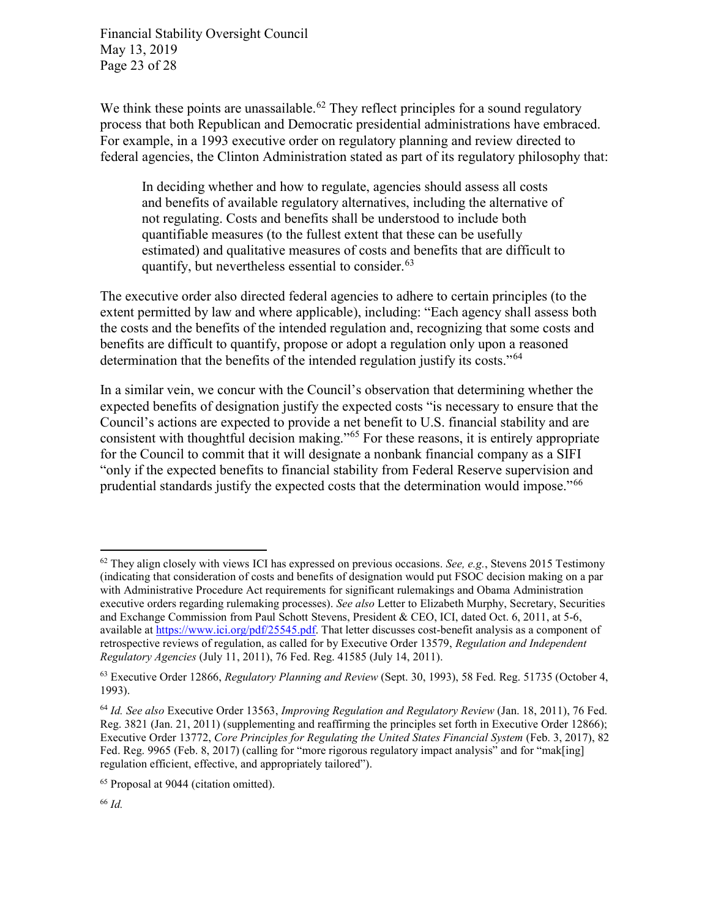We think these points are unassailable.[62] They reflect principles for a sound regulatory process that both Republican and Democratic presidential administrations have embraced. For example, in a 1993 executive order on regulatory planning and review directed to federal agencies, the Clinton Administration stated as part of its regulatory philosophy that:

> In deciding whether and how to regulate, agencies should assess all costs and benefits of available regulatory alternatives, including the alternative of not regulating. Costs and benefits shall be understood to include both quantifiable measures (to the fullest extent that these can be usefully estimated) and qualitative measures of costs and benefits that are difficult to quantify, but nevertheless essential to consider.[63]

The executive order also directed federal agencies to adhere to certain principles (to the extent permitted by law and where applicable), including: "Each agency shall assess both the costs and the benefits of the intended regulation and, recognizing that some costs and benefits are difficult to quantify, propose or adopt a regulation only upon a reasoned determination that the benefits of the intended regulation justify its costs."[64]

In a similar vein, we concur with the Council's observation that determining whether the expected benefits of designation justify the expected costs "is necessary to ensure that the Council's actions are expected to provide a net benefit to U.S. financial stability and are consistent with thoughtful decision making."[65] For these reasons, it is entirely appropriate for the Council to commit that it will designate a nonbank financial company as a SIFI "only if the expected benefits to financial stability from Federal Reserve supervision and prudential standards justify the expected costs that the determination would impose."[66]

---

[62] They align closely with views ICI has expressed on previous occasions. *See, e.g.*, Stevens 2015 Testimony (indicating that consideration of costs and benefits of designation would put FSOC decision making on a par with Administrative Procedure Act requirements for significant rulemakings and Obama Administration executive orders regarding rulemaking processes). *See also* Letter to Elizabeth Murphy, Secretary, Securities and Exchange Commission from Paul Schott Stevens, President & CEO, ICI, dated Oct. 6, 2011, at 5-6, available at https://www.ici.org/pdf/25545.pdf. That letter discusses cost-benefit analysis as a component of retrospective reviews of regulation, as called for by Executive Order 13579, *Regulation and Independent Regulatory Agencies* (July 11, 2011), 76 Fed. Reg. 41585 (July 14, 2011).

[63] Executive Order 12866, *Regulatory Planning and Review* (Sept. 30, 1993), 58 Fed. Reg. 51735 (October 4, 1993).

[64] *Id. See also* Executive Order 13563, *Improving Regulation and Regulatory Review* (Jan. 18, 2011), 76 Fed. Reg. 3821 (Jan. 21, 2011) (supplementing and reaffirming the principles set forth in Executive Order 12866); Executive Order 13772, *Core Principles for Regulating the United States Financial System* (Feb. 3, 2017), 82 Fed. Reg. 9965 (Feb. 8, 2017) (calling for "more rigorous regulatory impact analysis" and for "mak[ing] regulation efficient, effective, and appropriately tailored").

[65] Proposal at 9044 (citation omitted).

[66] *Id.*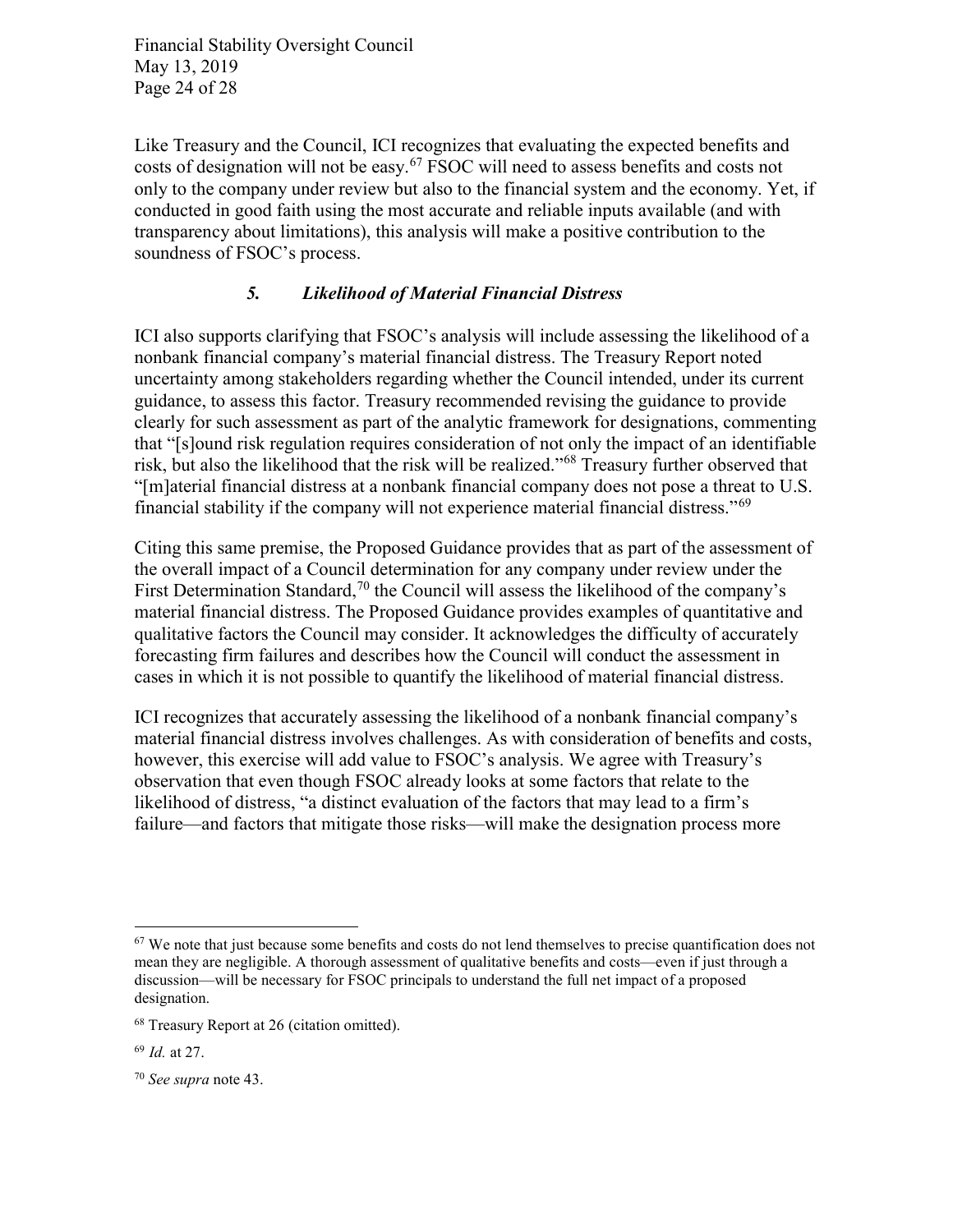Like Treasury and the Council, ICI recognizes that evaluating the expected benefits and costs of designation will not be easy.[67] FSOC will need to assess benefits and costs not only to the company under review but also to the financial system and the economy. Yet, if conducted in good faith using the most accurate and reliable inputs available (and with transparency about limitations), this analysis will make a positive contribution to the soundness of FSOC's process.

### *5. Likelihood of Material Financial Distress*

ICI also supports clarifying that FSOC's analysis will include assessing the likelihood of a nonbank financial company's material financial distress. The Treasury Report noted uncertainty among stakeholders regarding whether the Council intended, under its current guidance, to assess this factor. Treasury recommended revising the guidance to provide clearly for such assessment as part of the analytic framework for designations, commenting that "[s]ound risk regulation requires consideration of not only the impact of an identifiable risk, but also the likelihood that the risk will be realized."[68] Treasury further observed that "[m]aterial financial distress at a nonbank financial company does not pose a threat to U.S. financial stability if the company will not experience material financial distress."[69]

Citing this same premise, the Proposed Guidance provides that as part of the assessment of the overall impact of a Council determination for any company under review under the First Determination Standard,[70] the Council will assess the likelihood of the company's material financial distress. The Proposed Guidance provides examples of quantitative and qualitative factors the Council may consider. It acknowledges the difficulty of accurately forecasting firm failures and describes how the Council will conduct the assessment in cases in which it is not possible to quantify the likelihood of material financial distress.

ICI recognizes that accurately assessing the likelihood of a nonbank financial company's material financial distress involves challenges. As with consideration of benefits and costs, however, this exercise will add value to FSOC's analysis. We agree with Treasury's observation that even though FSOC already looks at some factors that relate to the likelihood of distress, "a distinct evaluation of the factors that may lead to a firm's failure—and factors that mitigate those risks—will make the designation process more

---

[67] We note that just because some benefits and costs do not lend themselves to precise quantification does not mean they are negligible. A thorough assessment of qualitative benefits and costs—even if just through a discussion—will be necessary for FSOC principals to understand the full net impact of a proposed designation.

[68] Treasury Report at 26 (citation omitted).

[69] *Id.* at 27.

[70] *See supra* note 43.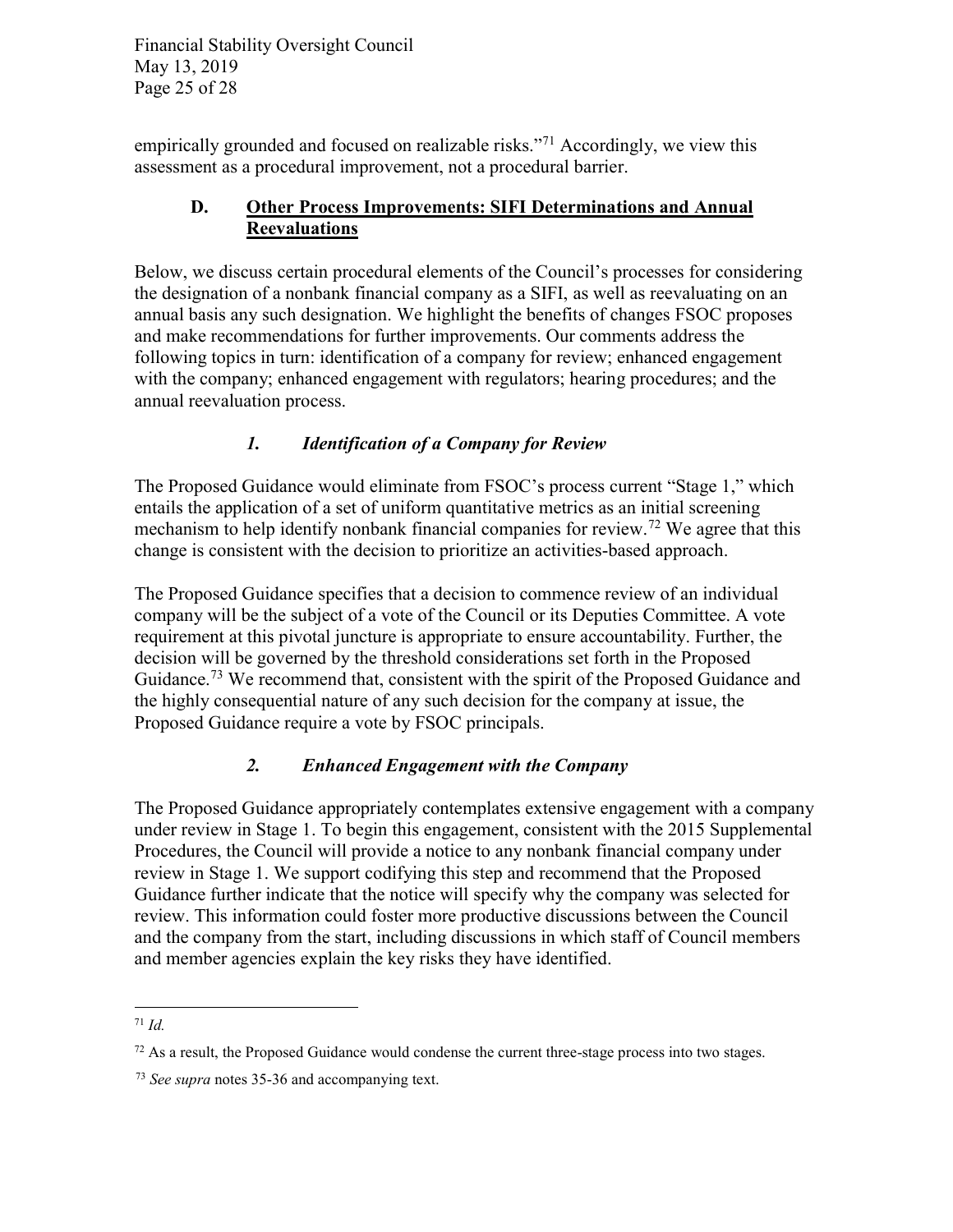empirically grounded and focused on realizable risks."[71] Accordingly, we view this assessment as a procedural improvement, not a procedural barrier.

### D. Other Process Improvements: SIFI Determinations and Annual Reevaluations

Below, we discuss certain procedural elements of the Council's processes for considering the designation of a nonbank financial company as a SIFI, as well as reevaluating on an annual basis any such designation. We highlight the benefits of changes FSOC proposes and make recommendations for further improvements. Our comments address the following topics in turn: identification of a company for review; enhanced engagement with the company; enhanced engagement with regulators; hearing procedures; and the annual reevaluation process.

#### *1. Identification of a Company for Review*

The Proposed Guidance would eliminate from FSOC's process current "Stage 1," which entails the application of a set of uniform quantitative metrics as an initial screening mechanism to help identify nonbank financial companies for review.[72] We agree that this change is consistent with the decision to prioritize an activities-based approach.

The Proposed Guidance specifies that a decision to commence review of an individual company will be the subject of a vote of the Council or its Deputies Committee. A vote requirement at this pivotal juncture is appropriate to ensure accountability. Further, the decision will be governed by the threshold considerations set forth in the Proposed Guidance.[73] We recommend that, consistent with the spirit of the Proposed Guidance and the highly consequential nature of any such decision for the company at issue, the Proposed Guidance require a vote by FSOC principals.

#### *2. Enhanced Engagement with the Company*

The Proposed Guidance appropriately contemplates extensive engagement with a company under review in Stage 1. To begin this engagement, consistent with the 2015 Supplemental Procedures, the Council will provide a notice to any nonbank financial company under review in Stage 1. We support codifying this step and recommend that the Proposed Guidance further indicate that the notice will specify why the company was selected for review. This information could foster more productive discussions between the Council and the company from the start, including discussions in which staff of Council members and member agencies explain the key risks they have identified.

---

[71] *Id.*

[72] As a result, the Proposed Guidance would condense the current three-stage process into two stages.

[73] *See supra* notes 35-36 and accompanying text.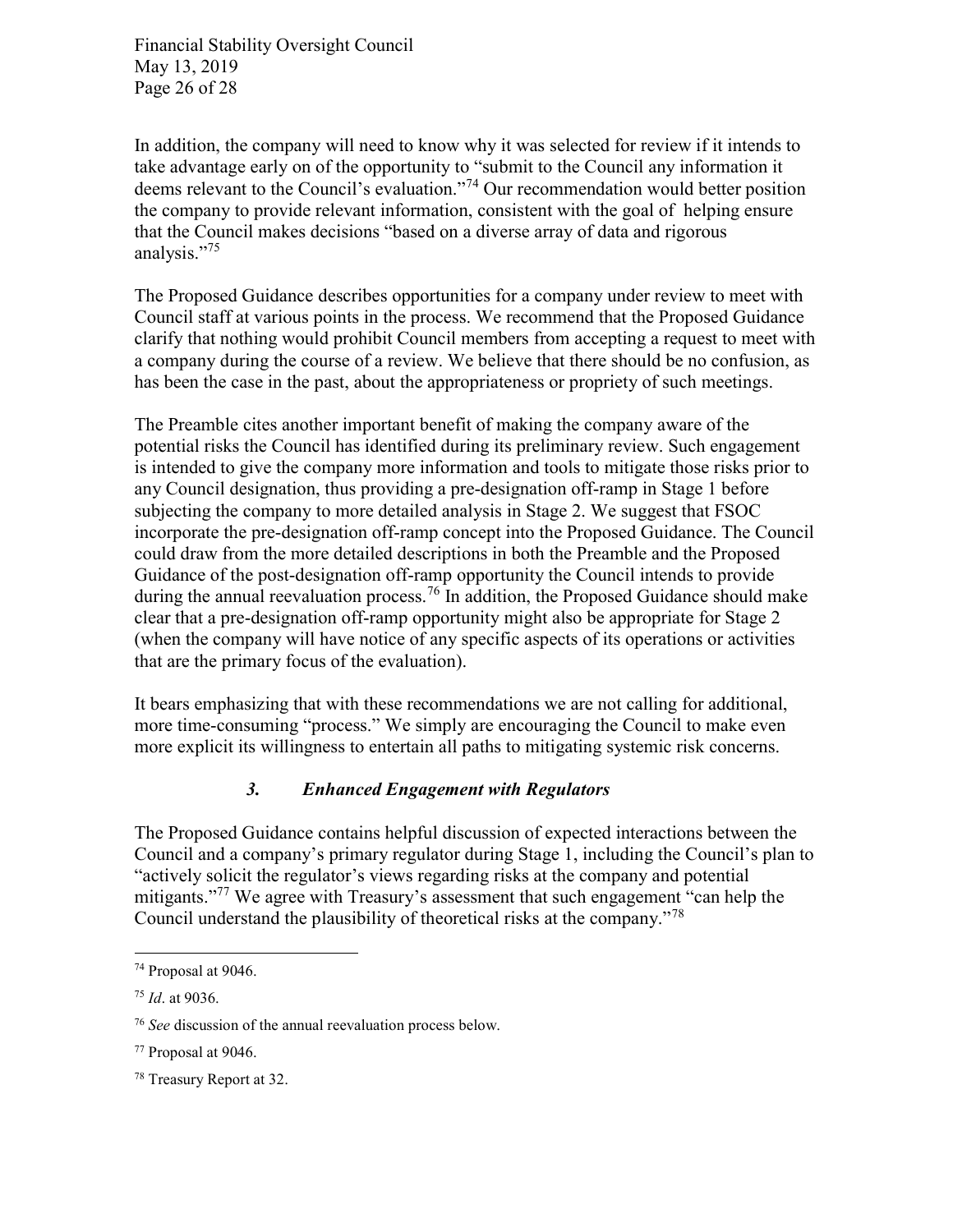In addition, the company will need to know why it was selected for review if it intends to take advantage early on of the opportunity to "submit to the Council any information it deems relevant to the Council's evaluation."[74] Our recommendation would better position the company to provide relevant information, consistent with the goal of helping ensure that the Council makes decisions "based on a diverse array of data and rigorous analysis."[75]

The Proposed Guidance describes opportunities for a company under review to meet with Council staff at various points in the process. We recommend that the Proposed Guidance clarify that nothing would prohibit Council members from accepting a request to meet with a company during the course of a review. We believe that there should be no confusion, as has been the case in the past, about the appropriateness or propriety of such meetings.

The Preamble cites another important benefit of making the company aware of the potential risks the Council has identified during its preliminary review. Such engagement is intended to give the company more information and tools to mitigate those risks prior to any Council designation, thus providing a pre-designation off-ramp in Stage 1 before subjecting the company to more detailed analysis in Stage 2. We suggest that FSOC incorporate the pre-designation off-ramp concept into the Proposed Guidance. The Council could draw from the more detailed descriptions in both the Preamble and the Proposed Guidance of the post-designation off-ramp opportunity the Council intends to provide during the annual reevaluation process.[76] In addition, the Proposed Guidance should make clear that a pre-designation off-ramp opportunity might also be appropriate for Stage 2 (when the company will have notice of any specific aspects of its operations or activities that are the primary focus of the evaluation).

It bears emphasizing that with these recommendations we are not calling for additional, more time-consuming "process." We simply are encouraging the Council to make even more explicit its willingness to entertain all paths to mitigating systemic risk concerns.

### *3. Enhanced Engagement with Regulators*

The Proposed Guidance contains helpful discussion of expected interactions between the Council and a company's primary regulator during Stage 1, including the Council's plan to "actively solicit the regulator's views regarding risks at the company and potential mitigants."[77] We agree with Treasury's assessment that such engagement "can help the Council understand the plausibility of theoretical risks at the company."[78]

---

[74] Proposal at 9046.

[75] *Id*. at 9036.

[76] *See* discussion of the annual reevaluation process below.

[77] Proposal at 9046.

[78] Treasury Report at 32.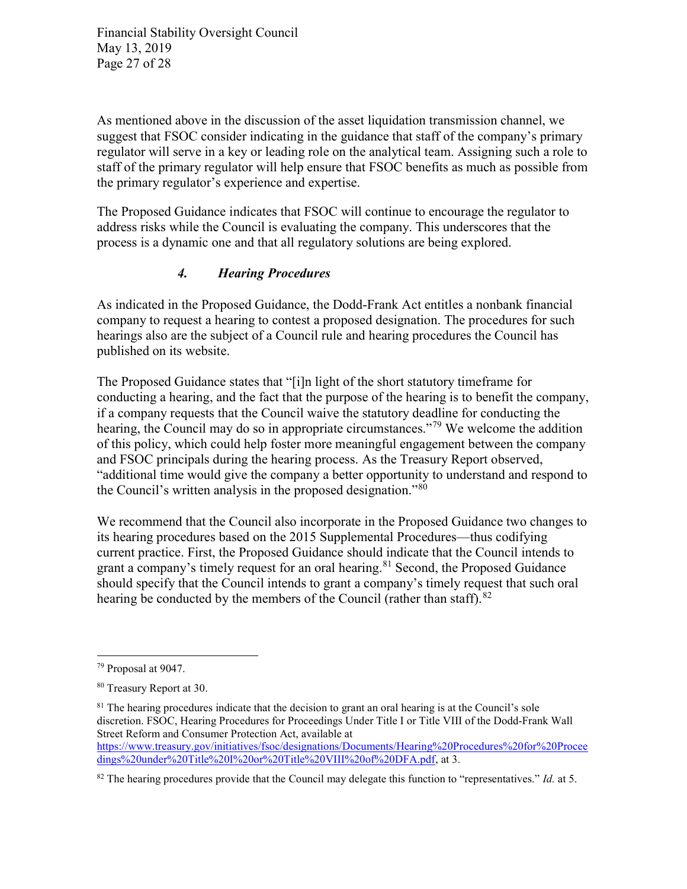As mentioned above in the discussion of the asset liquidation transmission channel, we suggest that FSOC consider indicating in the guidance that staff of the company's primary regulator will serve in a key or leading role on the analytical team. Assigning such a role to staff of the primary regulator will help ensure that FSOC benefits as much as possible from the primary regulator's experience and expertise.

The Proposed Guidance indicates that FSOC will continue to encourage the regulator to address risks while the Council is evaluating the company. This underscores that the process is a dynamic one and that all regulatory solutions are being explored.

#### *4. Hearing Procedures*

As indicated in the Proposed Guidance, the Dodd-Frank Act entitles a nonbank financial company to request a hearing to contest a proposed designation. The procedures for such hearings also are the subject of a Council rule and hearing procedures the Council has published on its website.

The Proposed Guidance states that "[i]n light of the short statutory timeframe for conducting a hearing, and the fact that the purpose of the hearing is to benefit the company, if a company requests that the Council waive the statutory deadline for conducting the hearing, the Council may do so in appropriate circumstances."[79] We welcome the addition of this policy, which could help foster more meaningful engagement between the company and FSOC principals during the hearing process. As the Treasury Report observed, "additional time would give the company a better opportunity to understand and respond to the Council's written analysis in the proposed designation."[80]

We recommend that the Council also incorporate in the Proposed Guidance two changes to its hearing procedures based on the 2015 Supplemental Procedures—thus codifying current practice. First, the Proposed Guidance should indicate that the Council intends to grant a company's timely request for an oral hearing.[81] Second, the Proposed Guidance should specify that the Council intends to grant a company's timely request that such oral hearing be conducted by the members of the Council (rather than staff).[82]

---

[79] Proposal at 9047.

[80] Treasury Report at 30.

[81] The hearing procedures indicate that the decision to grant an oral hearing is at the Council's sole discretion. FSOC, Hearing Procedures for Proceedings Under Title I or Title VIII of the Dodd-Frank Wall Street Reform and Consumer Protection Act, available at https://www.treasury.gov/initiatives/fsoc/designations/Documents/Hearing%20Procedures%20for%20Proceedings%20under%20Title%20I%20or%20Title%20VIII%20of%20DFA.pdf, at 3.

[82] The hearing procedures provide that the Council may delegate this function to "representatives." *Id.* at 5.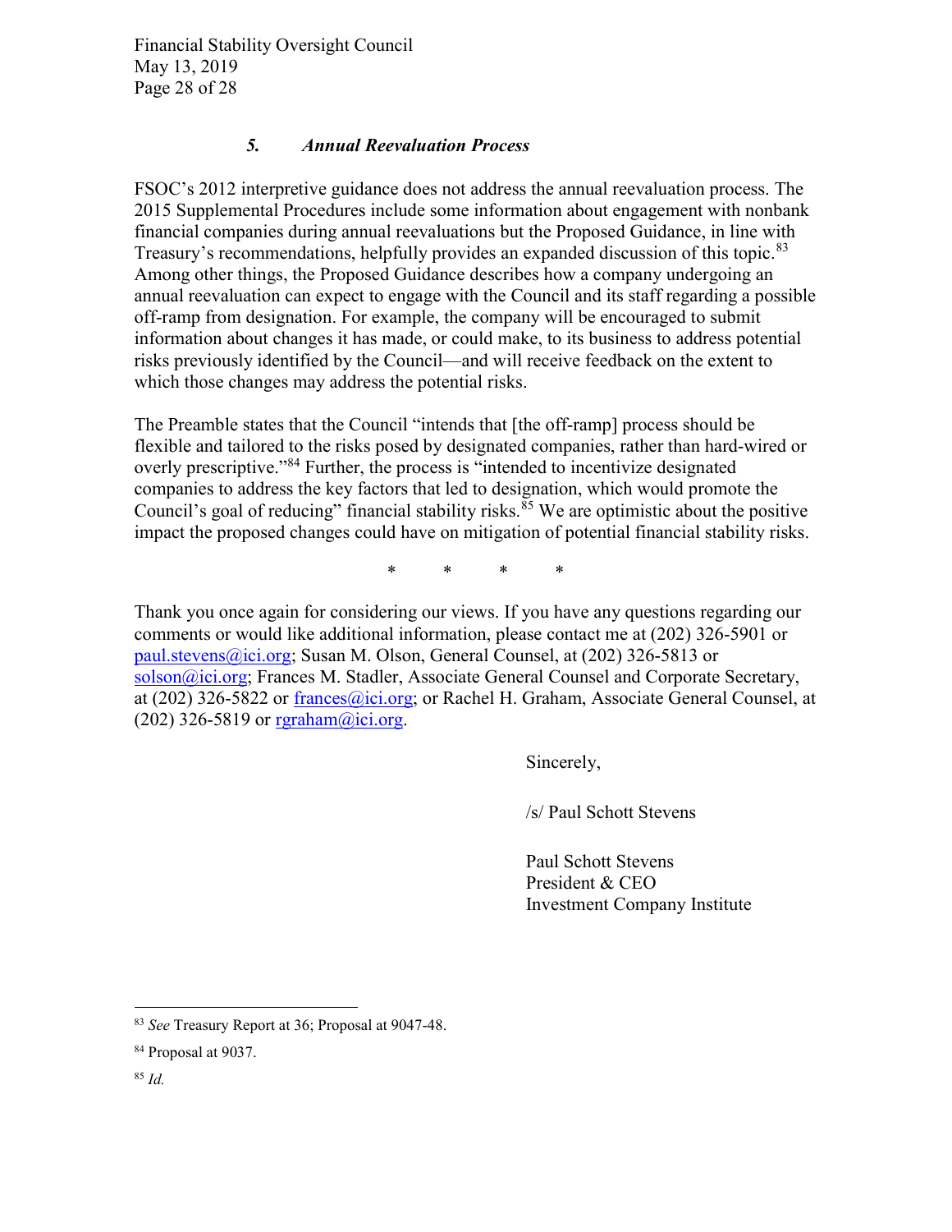### 5. *Annual Reevaluation Process*

FSOC's 2012 interpretive guidance does not address the annual reevaluation process. The 2015 Supplemental Procedures include some information about engagement with nonbank financial companies during annual reevaluations but the Proposed Guidance, in line with Treasury's recommendations, helpfully provides an expanded discussion of this topic.[83] Among other things, the Proposed Guidance describes how a company undergoing an annual reevaluation can expect to engage with the Council and its staff regarding a possible off-ramp from designation. For example, the company will be encouraged to submit information about changes it has made, or could make, to its business to address potential risks previously identified by the Council—and will receive feedback on the extent to which those changes may address the potential risks.

The Preamble states that the Council "intends that [the off-ramp] process should be flexible and tailored to the risks posed by designated companies, rather than hard-wired or overly prescriptive."[84] Further, the process is "intended to incentivize designated companies to address the key factors that led to designation, which would promote the Council's goal of reducing" financial stability risks.[85] We are optimistic about the positive impact the proposed changes could have on mitigation of potential financial stability risks.

\*  \*  \*  \*

Thank you once again for considering our views. If you have any questions regarding our comments or would like additional information, please contact me at (202) 326-5901 or paul.stevens@ici.org; Susan M. Olson, General Counsel, at (202) 326-5813 or solson@ici.org; Frances M. Stadler, Associate General Counsel and Corporate Secretary, at (202) 326-5822 or frances@ici.org; or Rachel H. Graham, Associate General Counsel, at (202) 326-5819 or rgraham@ici.org.

Sincerely,

/s/ Paul Schott Stevens

Paul Schott Stevens
President & CEO
Investment Company Institute

---

[83] *See* Treasury Report at 36; Proposal at 9047-48.

[84] Proposal at 9037.

[85] *Id.*